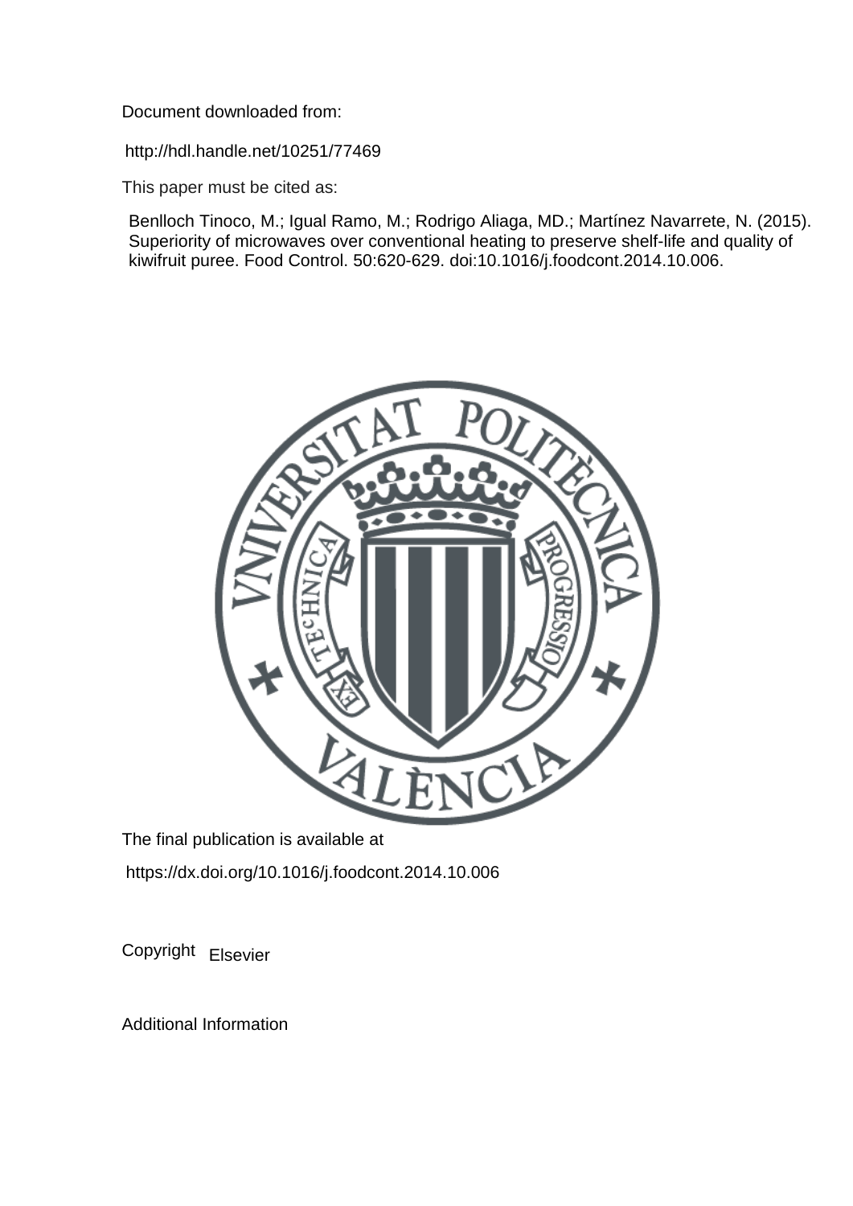Document downloaded from:

http://hdl.handle.net/10251/77469

This paper must be cited as:

Benlloch Tinoco, M.; Igual Ramo, M.; Rodrigo Aliaga, MD.; Martínez Navarrete, N. (2015). Superiority of microwaves over conventional heating to preserve shelf-life and quality of kiwifruit puree. Food Control. 50:620-629. doi:10.1016/j.foodcont.2014.10.006.

The final publication is available at

https://dx.doi.org/10.1016/j.foodcont.2014.10.006

Copyright Elsevier

Additional Information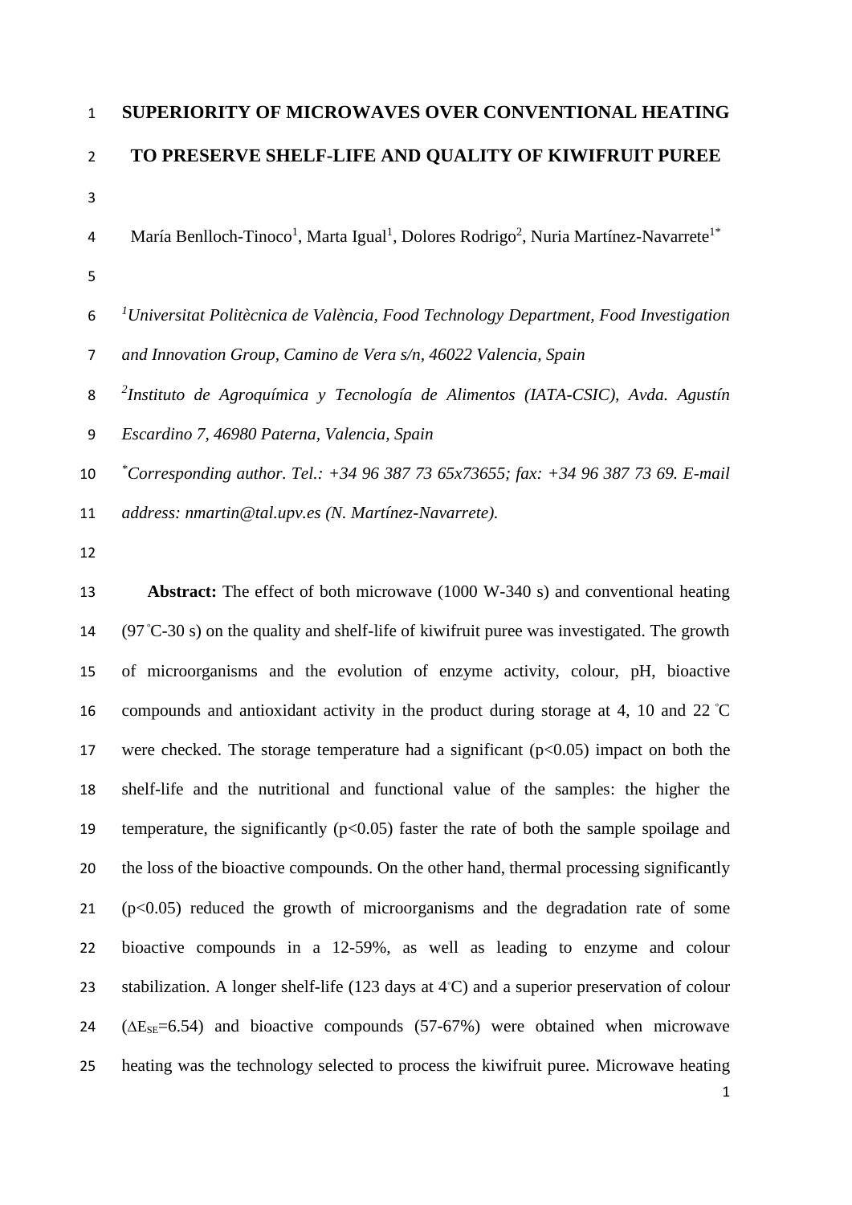# SUPERIORITY OF MICROWAVES OVER CONVENTIONAL HEATING TO PRESERVE SHELF-LIFE AND QUALITY OF KIWIFRUIT PUREE

María Benlloch-Tinoco[1], Marta Igual[1], Dolores Rodrigo[2], Nuria Martínez-Navarrete[1*]

*[1]Universitat Politècnica de València, Food Technology Department, Food Investigation and Innovation Group, Camino de Vera s/n, 46022 Valencia, Spain*

*[2]Instituto de Agroquímica y Tecnología de Alimentos (IATA-CSIC), Avda. Agustín Escardino 7, 46980 Paterna, Valencia, Spain*

*[*]Corresponding author. Tel.: +34 96 387 73 65x73655; fax: +34 96 387 73 69. E-mail address: nmartin@tal.upv.es (N. Martínez-Navarrete).*

**Abstract:** The effect of both microwave (1000 W-340 s) and conventional heating (97 ºC-30 s) on the quality and shelf-life of kiwifruit puree was investigated. The growth of microorganisms and the evolution of enzyme activity, colour, pH, bioactive compounds and antioxidant activity in the product during storage at 4, 10 and 22 ºC were checked. The storage temperature had a significant ($p<0.05$) impact on both the shelf-life and the nutritional and functional value of the samples: the higher the temperature, the significantly ($p<0.05$) faster the rate of both the sample spoilage and the loss of the bioactive compounds. On the other hand, thermal processing significantly ($p<0.05$) reduced the growth of microorganisms and the degradation rate of some bioactive compounds in a 12-59%, as well as leading to enzyme and colour stabilization. A longer shelf-life (123 days at 4ºC) and a superior preservation of colour ($\Delta E_{SE}$=6.54) and bioactive compounds (57-67%) were obtained when microwave heating was the technology selected to process the kiwifruit puree. Microwave heating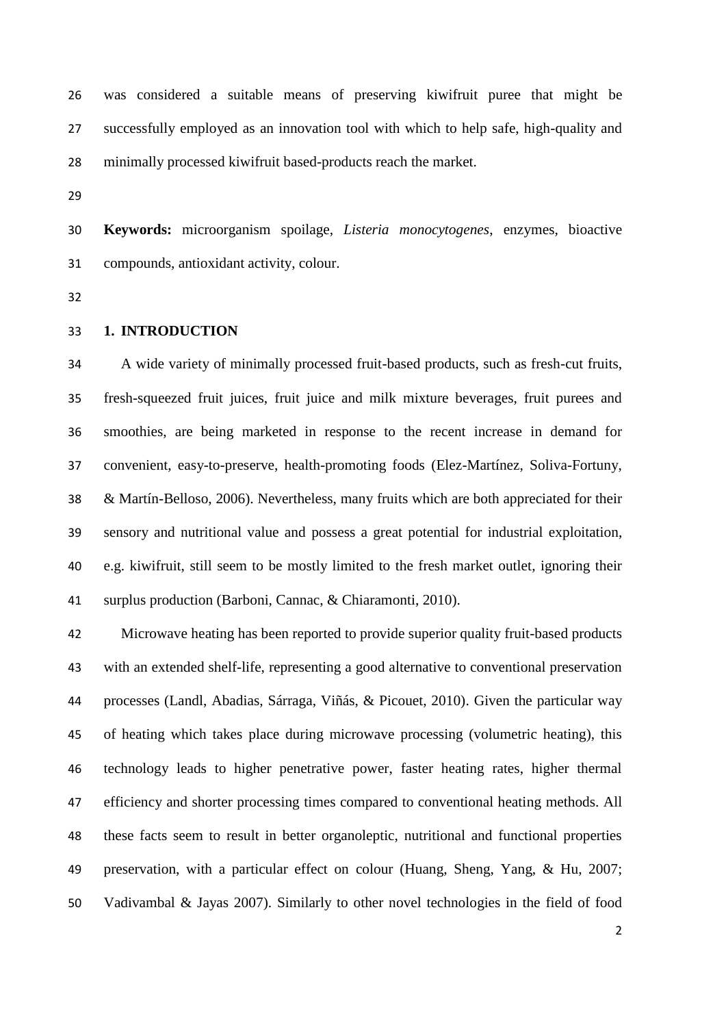was considered a suitable means of preserving kiwifruit puree that might be successfully employed as an innovation tool with which to help safe, high-quality and minimally processed kiwifruit based-products reach the market.

**Keywords:** microorganism spoilage, *Listeria monocytogenes*, enzymes, bioactive compounds, antioxidant activity, colour.

## 1. INTRODUCTION

A wide variety of minimally processed fruit-based products, such as fresh-cut fruits, fresh-squeezed fruit juices, fruit juice and milk mixture beverages, fruit purees and smoothies, are being marketed in response to the recent increase in demand for convenient, easy-to-preserve, health-promoting foods (Elez-Martínez, Soliva-Fortuny, & Martín-Belloso, 2006). Nevertheless, many fruits which are both appreciated for their sensory and nutritional value and possess a great potential for industrial exploitation, e.g. kiwifruit, still seem to be mostly limited to the fresh market outlet, ignoring their surplus production (Barboni, Cannac, & Chiaramonti, 2010).

Microwave heating has been reported to provide superior quality fruit-based products with an extended shelf-life, representing a good alternative to conventional preservation processes (Landl, Abadias, Sárraga, Viñás, & Picouet, 2010). Given the particular way of heating which takes place during microwave processing (volumetric heating), this technology leads to higher penetrative power, faster heating rates, higher thermal efficiency and shorter processing times compared to conventional heating methods. All these facts seem to result in better organoleptic, nutritional and functional properties preservation, with a particular effect on colour (Huang, Sheng, Yang, & Hu, 2007; Vadivambal & Jayas 2007). Similarly to other novel technologies in the field of food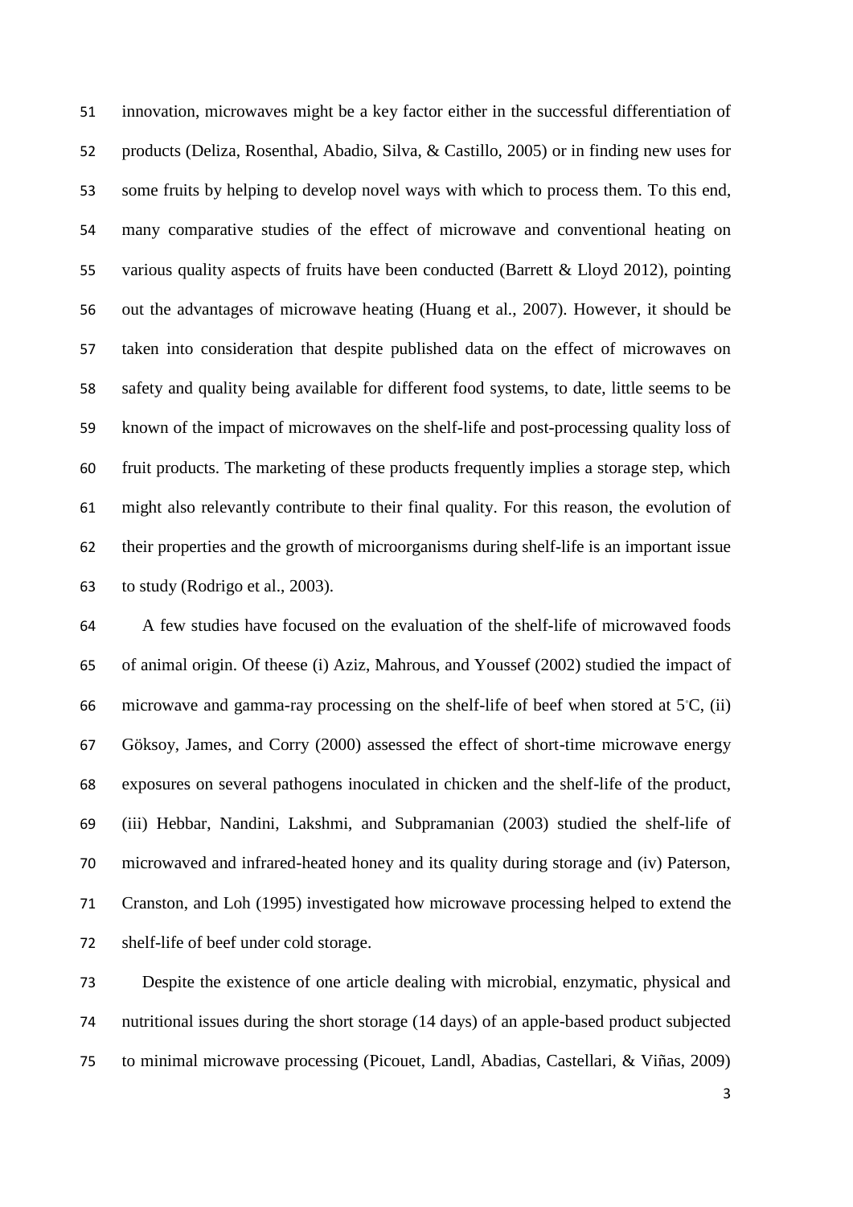innovation, microwaves might be a key factor either in the successful differentiation of products (Deliza, Rosenthal, Abadio, Silva, & Castillo, 2005) or in finding new uses for some fruits by helping to develop novel ways with which to process them. To this end, many comparative studies of the effect of microwave and conventional heating on various quality aspects of fruits have been conducted (Barrett & Lloyd 2012), pointing out the advantages of microwave heating (Huang et al., 2007). However, it should be taken into consideration that despite published data on the effect of microwaves on safety and quality being available for different food systems, to date, little seems to be known of the impact of microwaves on the shelf-life and post-processing quality loss of fruit products. The marketing of these products frequently implies a storage step, which might also relevantly contribute to their final quality. For this reason, the evolution of their properties and the growth of microorganisms during shelf-life is an important issue to study (Rodrigo et al., 2003).

A few studies have focused on the evaluation of the shelf-life of microwaved foods of animal origin. Of theese (i) Aziz, Mahrous, and Youssef (2002) studied the impact of microwave and gamma-ray processing on the shelf-life of beef when stored at 5°C, (ii) Göksoy, James, and Corry (2000) assessed the effect of short-time microwave energy exposures on several pathogens inoculated in chicken and the shelf-life of the product, (iii) Hebbar, Nandini, Lakshmi, and Subpramanian (2003) studied the shelf-life of microwaved and infrared-heated honey and its quality during storage and (iv) Paterson, Cranston, and Loh (1995) investigated how microwave processing helped to extend the shelf-life of beef under cold storage.

Despite the existence of one article dealing with microbial, enzymatic, physical and nutritional issues during the short storage (14 days) of an apple-based product subjected to minimal microwave processing (Picouet, Landl, Abadias, Castellari, & Viñas, 2009)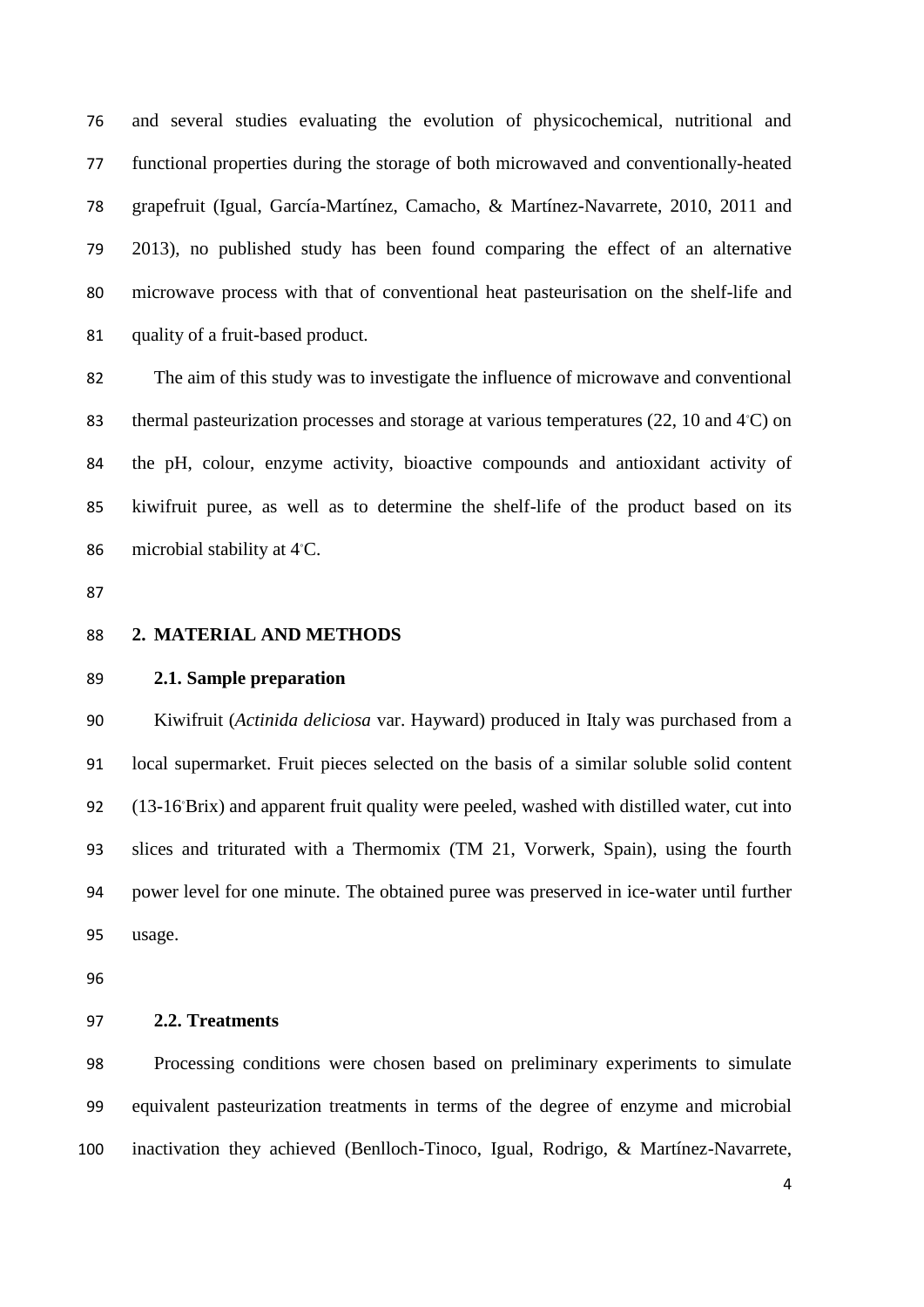and several studies evaluating the evolution of physicochemical, nutritional and functional properties during the storage of both microwaved and conventionally-heated grapefruit (Igual, García-Martínez, Camacho, & Martínez-Navarrete, 2010, 2011 and 2013), no published study has been found comparing the effect of an alternative microwave process with that of conventional heat pasteurisation on the shelf-life and quality of a fruit-based product.

The aim of this study was to investigate the influence of microwave and conventional thermal pasteurization processes and storage at various temperatures (22, 10 and 4°C) on the pH, colour, enzyme activity, bioactive compounds and antioxidant activity of kiwifruit puree, as well as to determine the shelf-life of the product based on its microbial stability at 4°C.

## 2. MATERIAL AND METHODS

### 2.1. Sample preparation

Kiwifruit (*Actinida deliciosa* var. Hayward) produced in Italy was purchased from a local supermarket. Fruit pieces selected on the basis of a similar soluble solid content (13-16°Brix) and apparent fruit quality were peeled, washed with distilled water, cut into slices and triturated with a Thermomix (TM 21, Vorwerk, Spain), using the fourth power level for one minute. The obtained puree was preserved in ice-water until further usage.

### 2.2. Treatments

Processing conditions were chosen based on preliminary experiments to simulate equivalent pasteurization treatments in terms of the degree of enzyme and microbial inactivation they achieved (Benlloch-Tinoco, Igual, Rodrigo, & Martínez-Navarrete,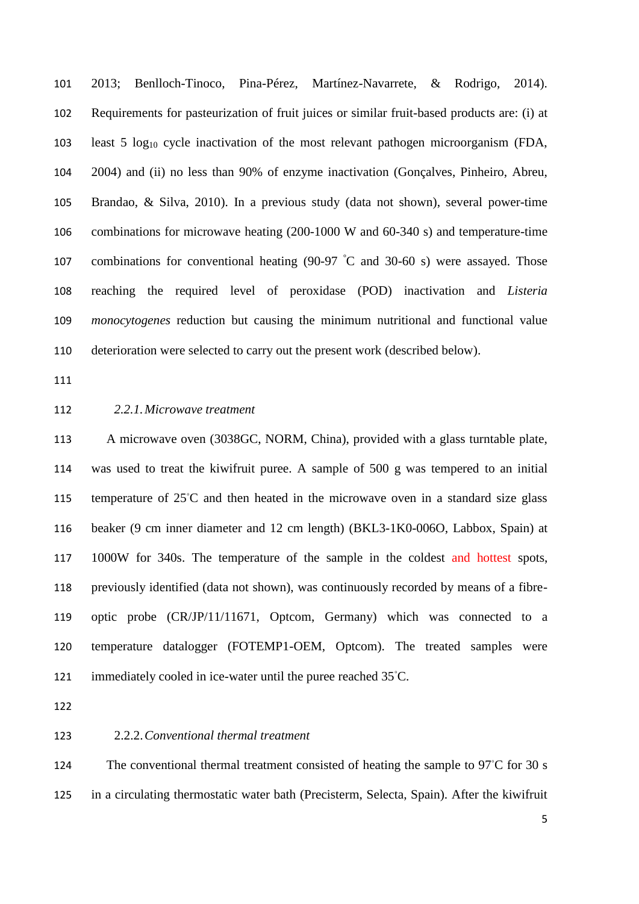2013; Benlloch-Tinoco, Pina-Pérez, Martínez-Navarrete, & Rodrigo, 2014). Requirements for pasteurization of fruit juices or similar fruit-based products are: (i) at least 5 $log_{10}$ cycle inactivation of the most relevant pathogen microorganism (FDA, 2004) and (ii) no less than 90% of enzyme inactivation (Gonçalves, Pinheiro, Abreu, Brandao, & Silva, 2010). In a previous study (data not shown), several power-time combinations for microwave heating (200-1000 W and 60-340 s) and temperature-time combinations for conventional heating (90-97 °C and 30-60 s) were assayed. Those reaching the required level of peroxidase (POD) inactivation and *Listeria monocytogenes* reduction but causing the minimum nutritional and functional value deterioration were selected to carry out the present work (described below).

### 2.2.1. *Microwave treatment*

A microwave oven (3038GC, NORM, China), provided with a glass turntable plate, was used to treat the kiwifruit puree. A sample of 500 g was tempered to an initial temperature of 25°C and then heated in the microwave oven in a standard size glass beaker (9 cm inner diameter and 12 cm length) (BKL3-1K0-006O, Labbox, Spain) at 1000W for 340s. The temperature of the sample in the coldest and hottest spots, previously identified (data not shown), was continuously recorded by means of a fibre-optic probe (CR/JP/11/11671, Optcom, Germany) which was connected to a temperature datalogger (FOTEMP1-OEM, Optcom). The treated samples were immediately cooled in ice-water until the puree reached 35°C.

### 2.2.2. *Conventional thermal treatment*

The conventional thermal treatment consisted of heating the sample to 97°C for 30 s in a circulating thermostatic water bath (Precisterm, Selecta, Spain). After the kiwifruit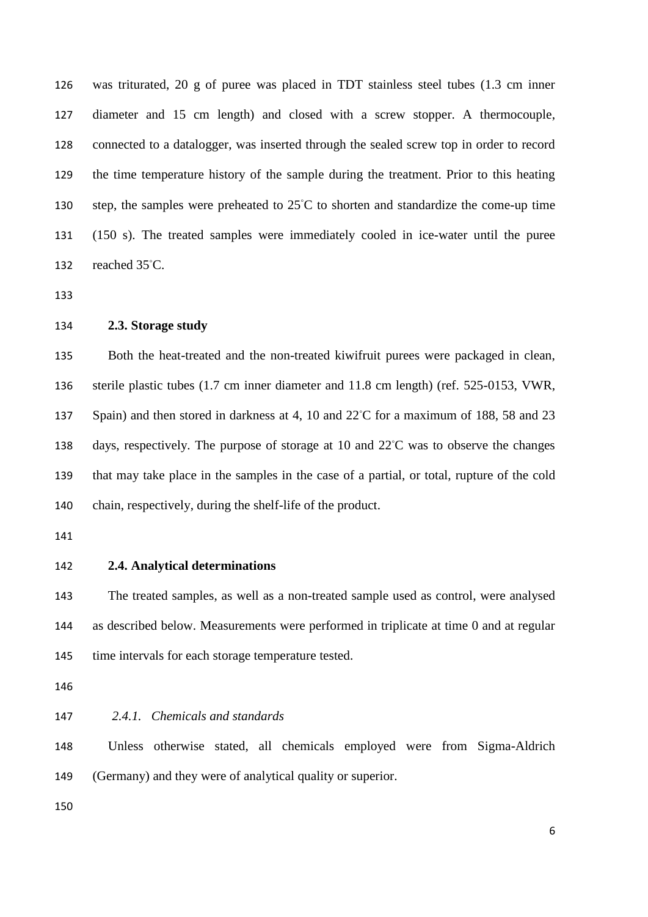was triturated, 20 g of puree was placed in TDT stainless steel tubes (1.3 cm inner diameter and 15 cm length) and closed with a screw stopper. A thermocouple, connected to a datalogger, was inserted through the sealed screw top in order to record the time temperature history of the sample during the treatment. Prior to this heating step, the samples were preheated to 25°C to shorten and standardize the come-up time (150 s). The treated samples were immediately cooled in ice-water until the puree reached 35°C.

### 2.3. Storage study

Both the heat-treated and the non-treated kiwifruit purees were packaged in clean, sterile plastic tubes (1.7 cm inner diameter and 11.8 cm length) (ref. 525-0153, VWR, Spain) and then stored in darkness at 4, 10 and 22°C for a maximum of 188, 58 and 23 days, respectively. The purpose of storage at 10 and 22°C was to observe the changes that may take place in the samples in the case of a partial, or total, rupture of the cold chain, respectively, during the shelf-life of the product.

### 2.4. Analytical determinations

The treated samples, as well as a non-treated sample used as control, were analysed as described below. Measurements were performed in triplicate at time 0 and at regular time intervals for each storage temperature tested.

#### *2.4.1. Chemicals and standards*

Unless otherwise stated, all chemicals employed were from Sigma-Aldrich (Germany) and they were of analytical quality or superior.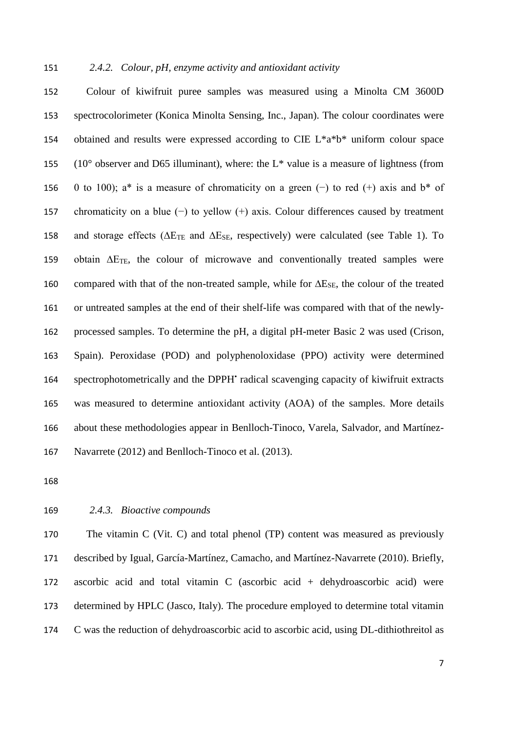### *2.4.2. Colour, pH, enzyme activity and antioxidant activity*

Colour of kiwifruit puree samples was measured using a Minolta CM 3600D spectrocolorimeter (Konica Minolta Sensing, Inc., Japan). The colour coordinates were obtained and results were expressed according to CIE L*a*b* uniform colour space (10° observer and D65 illuminant), where: the L* value is a measure of lightness (from 0 to 100); a* is a measure of chromaticity on a green (−) to red (+) axis and b* of chromaticity on a blue (−) to yellow (+) axis. Colour differences caused by treatment and storage effects ($\Delta E_{TE}$ and $\Delta E_{SE}$, respectively) were calculated (see Table 1). To obtain $\Delta E_{TE}$, the colour of microwave and conventionally treated samples were compared with that of the non-treated sample, while for $\Delta E_{SE}$, the colour of the treated or untreated samples at the end of their shelf-life was compared with that of the newly-processed samples. To determine the pH, a digital pH-meter Basic 2 was used (Crison, Spain). Peroxidase (POD) and polyphenoloxidase (PPO) activity were determined spectrophotometrically and the $DPPH^{\bullet}$ radical scavenging capacity of kiwifruit extracts was measured to determine antioxidant activity (AOA) of the samples. More details about these methodologies appear in Benlloch-Tinoco, Varela, Salvador, and Martínez-Navarrete (2012) and Benlloch-Tinoco et al. (2013).

### *2.4.3. Bioactive compounds*

The vitamin C (Vit. C) and total phenol (TP) content was measured as previously described by Igual, García-Martínez, Camacho, and Martínez-Navarrete (2010). Briefly, ascorbic acid and total vitamin C (ascorbic acid + dehydroascorbic acid) were determined by HPLC (Jasco, Italy). The procedure employed to determine total vitamin C was the reduction of dehydroascorbic acid to ascorbic acid, using DL-dithiothreitol as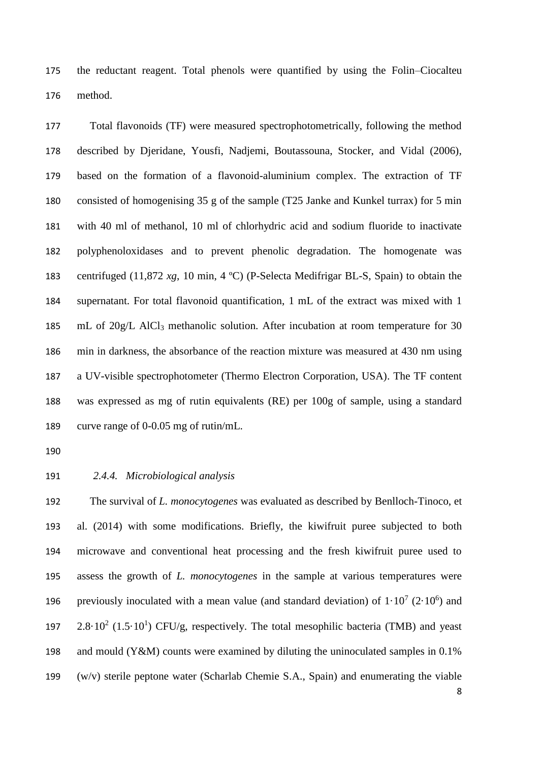the reductant reagent. Total phenols were quantified by using the Folin–Ciocalteu method.

Total flavonoids (TF) were measured spectrophotometrically, following the method described by Djeridane, Yousfi, Nadjemi, Boutassouna, Stocker, and Vidal (2006), based on the formation of a flavonoid-aluminium complex. The extraction of TF consisted of homogenising 35 g of the sample (T25 Janke and Kunkel turrax) for 5 min with 40 ml of methanol, 10 ml of chlorhydric acid and sodium fluoride to inactivate polyphenoloxidases and to prevent phenolic degradation. The homogenate was centrifuged (11,872 *xg*, 10 min, 4 ºC) (P-Selecta Medifrigar BL-S, Spain) to obtain the supernatant. For total flavonoid quantification, 1 mL of the extract was mixed with 1 mL of 20g/L $AlCl_3$ methanolic solution. After incubation at room temperature for 30 min in darkness, the absorbance of the reaction mixture was measured at 430 nm using a UV-visible spectrophotometer (Thermo Electron Corporation, USA). The TF content was expressed as mg of rutin equivalents (RE) per 100g of sample, using a standard curve range of 0-0.05 mg of rutin/mL.

### *2.4.4. Microbiological analysis*

The survival of *L. monocytogenes* was evaluated as described by Benlloch-Tinoco, et al. (2014) with some modifications. Briefly, the kiwifruit puree subjected to both microwave and conventional heat processing and the fresh kiwifruit puree used to assess the growth of *L. monocytogenes* in the sample at various temperatures were previously inoculated with a mean value (and standard deviation) of $1 \cdot 10^7$ ($2 \cdot 10^6$) and $2.8 \cdot 10^2$ ($1.5 \cdot 10^1$) CFU/g, respectively. The total mesophilic bacteria (TMB) and yeast and mould (Y&M) counts were examined by diluting the uninoculated samples in 0.1% (w/v) sterile peptone water (Scharlab Chemie S.A., Spain) and enumerating the viable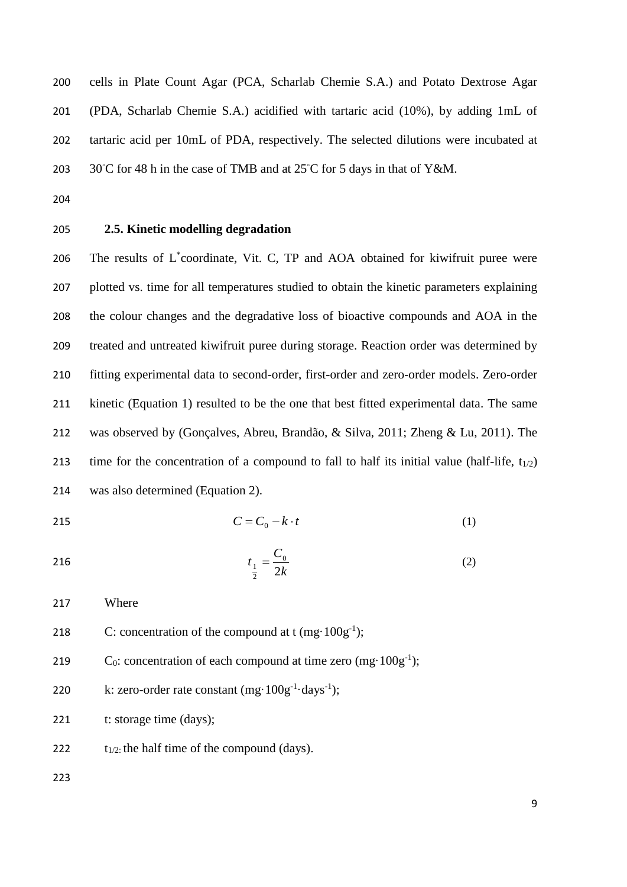cells in Plate Count Agar (PCA, Scharlab Chemie S.A.) and Potato Dextrose Agar (PDA, Scharlab Chemie S.A.) acidified with tartaric acid (10%), by adding 1mL of tartaric acid per 10mL of PDA, respectively. The selected dilutions were incubated at 30°C for 48 h in the case of TMB and at 25°C for 5 days in that of Y&M.

### 2.5. Kinetic modelling degradation

The results of $L^*$coordinate, Vit. C, TP and AOA obtained for kiwifruit puree were plotted vs. time for all temperatures studied to obtain the kinetic parameters explaining the colour changes and the degradative loss of bioactive compounds and AOA in the treated and untreated kiwifruit puree during storage. Reaction order was determined by fitting experimental data to second-order, first-order and zero-order models. Zero-order kinetic (Equation 1) resulted to be the one that best fitted experimental data. The same was observed by (Gonçalves, Abreu, Brandão, & Silva, 2011; Zheng & Lu, 2011). The time for the concentration of a compound to fall to half its initial value (half-life, $t_{1/2}$) was also determined (Equation 2).

$$C = C_0 - k \cdot t \qquad (1)$$

$$t_{\frac{1}{2}} = \frac{C_0}{2k} \qquad (2)$$

Where

C: concentration of the compound at t ($mg \cdot 100g^{-1}$);

$C_0$: concentration of each compound at time zero ($mg \cdot 100g^{-1}$);

k: zero-order rate constant ($mg \cdot 100g^{-1} \cdot days^{-1}$);

t: storage time (days);

$t_{1/2}$: the half time of the compound (days).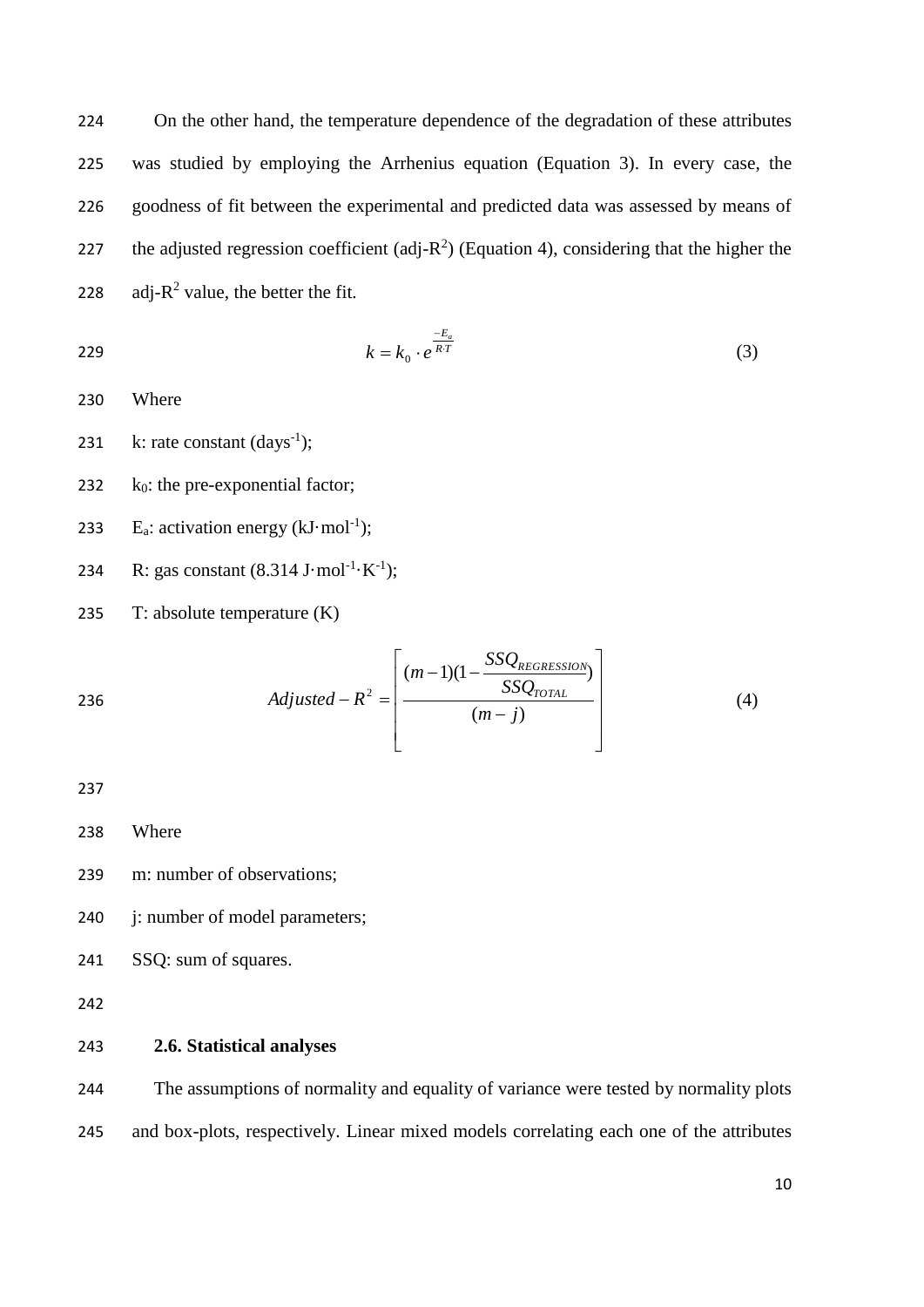On the other hand, the temperature dependence of the degradation of these attributes was studied by employing the Arrhenius equation (Equation 3). In every case, the goodness of fit between the experimental and predicted data was assessed by means of the adjusted regression coefficient (adj-$R^2$) (Equation 4), considering that the higher the adj-$R^2$ value, the better the fit.

$$k = k_0 \cdot e^{\frac{-E_a}{R \cdot T}} \tag{3}$$

Where

k: rate constant ($days^{-1}$);

$k_0$: the pre-exponential factor;

$E_a$: activation energy ($kJ \cdot mol^{-1}$);

R: gas constant ($8.314\ J \cdot mol^{-1} \cdot K^{-1}$);

T: absolute temperature (K)

$$Adjusted - R^2 = \left[ \frac{(m-1)(1 - \frac{SSQ_{REGRESSION}}{SSQ_{TOTAL}})}{(m-j)} \right] \tag{4}$$

Where

m: number of observations;

j: number of model parameters;

SSQ: sum of squares.

### 2.6. Statistical analyses

The assumptions of normality and equality of variance were tested by normality plots and box-plots, respectively. Linear mixed models correlating each one of the attributes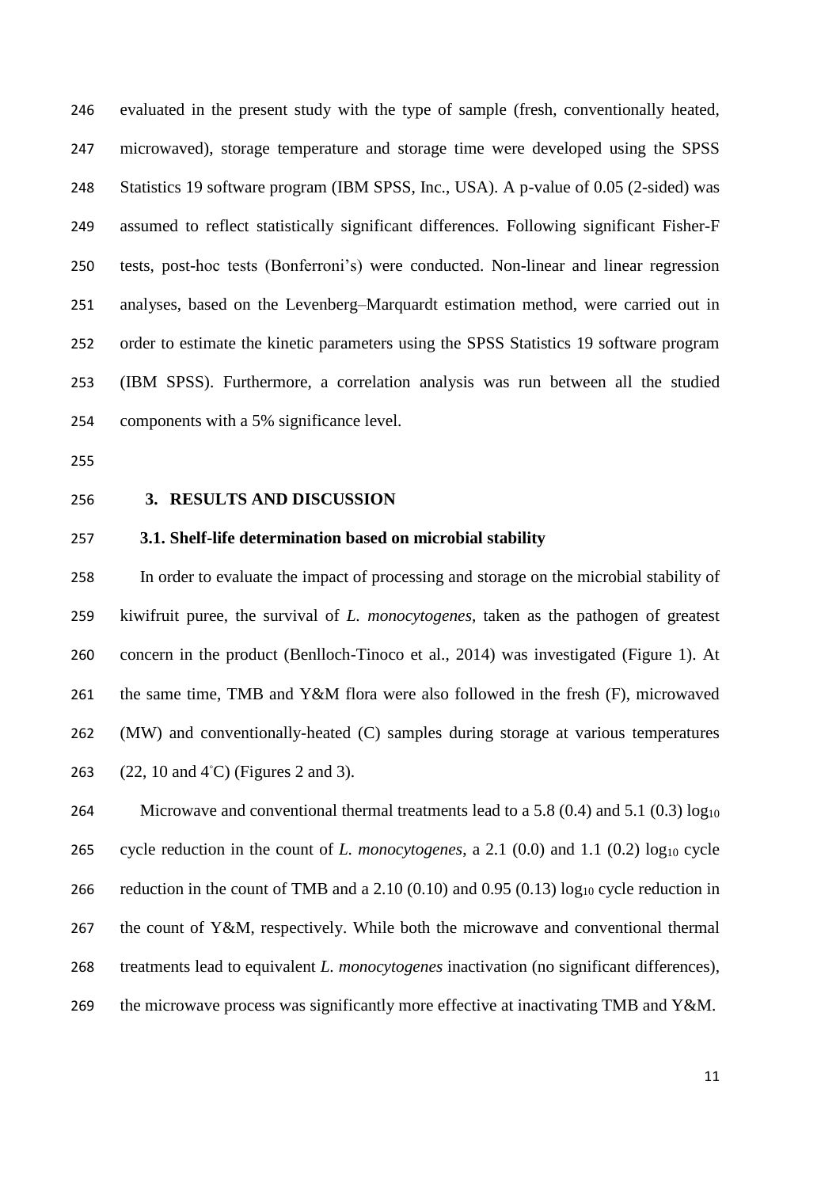evaluated in the present study with the type of sample (fresh, conventionally heated, microwaved), storage temperature and storage time were developed using the SPSS Statistics 19 software program (IBM SPSS, Inc., USA). A p-value of 0.05 (2-sided) was assumed to reflect statistically significant differences. Following significant Fisher-F tests, post-hoc tests (Bonferroni's) were conducted. Non-linear and linear regression analyses, based on the Levenberg–Marquardt estimation method, were carried out in order to estimate the kinetic parameters using the SPSS Statistics 19 software program (IBM SPSS). Furthermore, a correlation analysis was run between all the studied components with a 5% significance level.

## 3. RESULTS AND DISCUSSION

### 3.1. Shelf-life determination based on microbial stability

In order to evaluate the impact of processing and storage on the microbial stability of kiwifruit puree, the survival of *L. monocytogenes*, taken as the pathogen of greatest concern in the product (Benlloch-Tinoco et al., 2014) was investigated (Figure 1). At the same time, TMB and Y&M flora were also followed in the fresh (F), microwaved (MW) and conventionally-heated (C) samples during storage at various temperatures (22, 10 and 4°C) (Figures 2 and 3).

Microwave and conventional thermal treatments lead to a 5.8 (0.4) and 5.1 (0.3) $log_{10}$ cycle reduction in the count of *L. monocytogenes*, a 2.1 (0.0) and 1.1 (0.2) $log_{10}$ cycle reduction in the count of TMB and a 2.10 (0.10) and 0.95 (0.13) $log_{10}$ cycle reduction in the count of Y&M, respectively. While both the microwave and conventional thermal treatments lead to equivalent *L. monocytogenes* inactivation (no significant differences), the microwave process was significantly more effective at inactivating TMB and Y&M.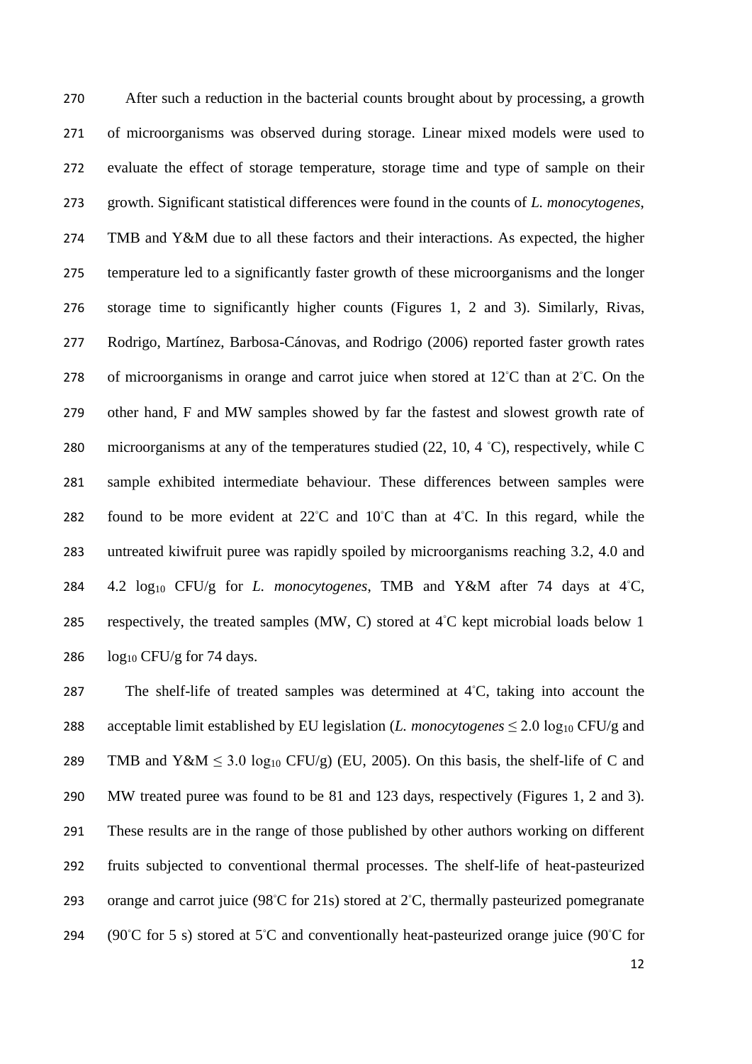After such a reduction in the bacterial counts brought about by processing, a growth of microorganisms was observed during storage. Linear mixed models were used to evaluate the effect of storage temperature, storage time and type of sample on their growth. Significant statistical differences were found in the counts of *L. monocytogenes*, TMB and Y&M due to all these factors and their interactions. As expected, the higher temperature led to a significantly faster growth of these microorganisms and the longer storage time to significantly higher counts (Figures 1, 2 and 3). Similarly, Rivas, Rodrigo, Martínez, Barbosa-Cánovas, and Rodrigo (2006) reported faster growth rates of microorganisms in orange and carrot juice when stored at 12˚C than at 2˚C. On the other hand, F and MW samples showed by far the fastest and slowest growth rate of microorganisms at any of the temperatures studied (22, 10, 4 ˚C), respectively, while C sample exhibited intermediate behaviour. These differences between samples were found to be more evident at 22˚C and 10˚C than at 4˚C. In this regard, while the untreated kiwifruit puree was rapidly spoiled by microorganisms reaching 3.2, 4.0 and 4.2 $\log_{10}$ CFU/g for *L. monocytogenes*, TMB and Y&M after 74 days at 4˚C, respectively, the treated samples (MW, C) stored at 4˚C kept microbial loads below 1 $\log_{10}$ CFU/g for 74 days.

The shelf-life of treated samples was determined at 4˚C, taking into account the acceptable limit established by EU legislation (*L. monocytogenes* $\leq 2.0$ $\log_{10}$ CFU/g and TMB and Y&M $\leq 3.0$ $\log_{10}$ CFU/g) (EU, 2005). On this basis, the shelf-life of C and MW treated puree was found to be 81 and 123 days, respectively (Figures 1, 2 and 3). These results are in the range of those published by other authors working on different fruits subjected to conventional thermal processes. The shelf-life of heat-pasteurized orange and carrot juice (98˚C for 21s) stored at 2˚C, thermally pasteurized pomegranate (90˚C for 5 s) stored at 5˚C and conventionally heat-pasteurized orange juice (90˚C for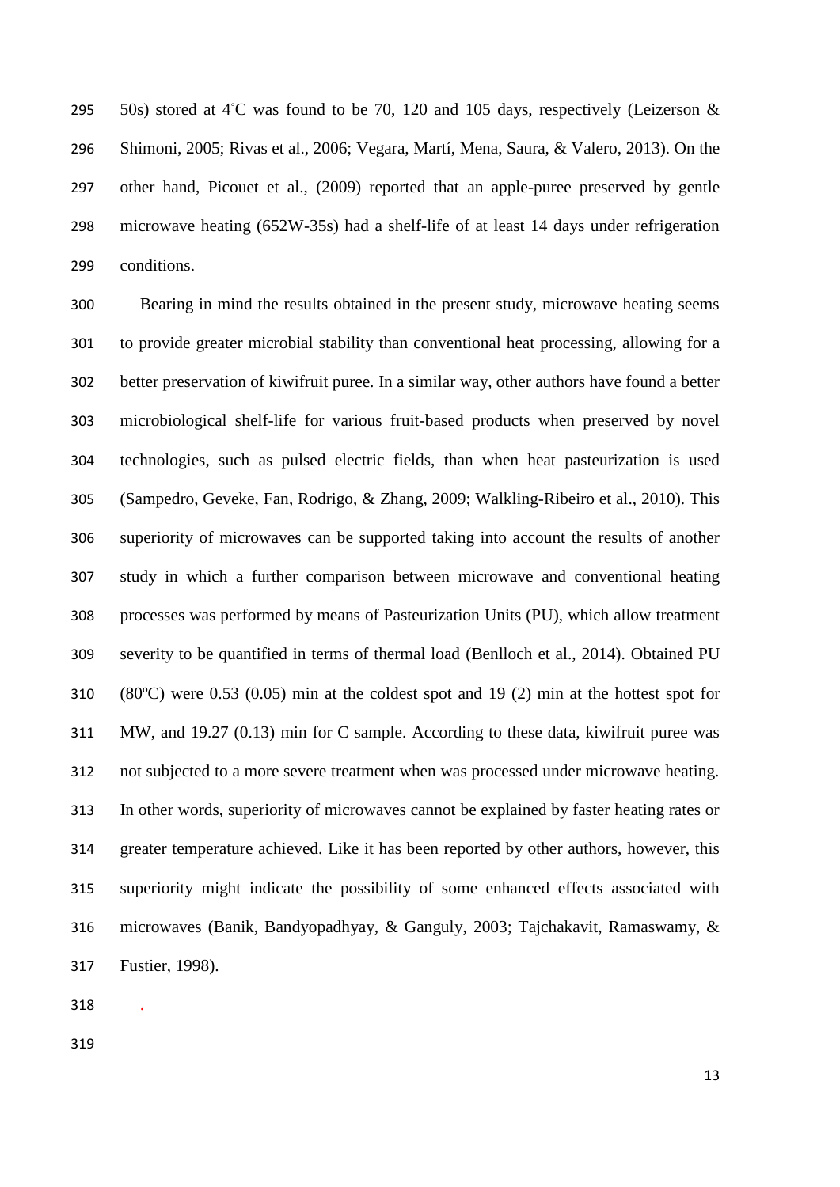50s) stored at 4°C was found to be 70, 120 and 105 days, respectively (Leizerson & Shimoni, 2005; Rivas et al., 2006; Vegara, Martí, Mena, Saura, & Valero, 2013). On the other hand, Picouet et al., (2009) reported that an apple-puree preserved by gentle microwave heating (652W-35s) had a shelf-life of at least 14 days under refrigeration conditions.

Bearing in mind the results obtained in the present study, microwave heating seems to provide greater microbial stability than conventional heat processing, allowing for a better preservation of kiwifruit puree. In a similar way, other authors have found a better microbiological shelf-life for various fruit-based products when preserved by novel technologies, such as pulsed electric fields, than when heat pasteurization is used (Sampedro, Geveke, Fan, Rodrigo, & Zhang, 2009; Walkling-Ribeiro et al., 2010). This superiority of microwaves can be supported taking into account the results of another study in which a further comparison between microwave and conventional heating processes was performed by means of Pasteurization Units (PU), which allow treatment severity to be quantified in terms of thermal load (Benlloch et al., 2014). Obtained PU (80ºC) were 0.53 (0.05) min at the coldest spot and 19 (2) min at the hottest spot for MW, and 19.27 (0.13) min for C sample. According to these data, kiwifruit puree was not subjected to a more severe treatment when was processed under microwave heating. In other words, superiority of microwaves cannot be explained by faster heating rates or greater temperature achieved. Like it has been reported by other authors, however, this superiority might indicate the possibility of some enhanced effects associated with microwaves (Banik, Bandyopadhyay, & Ganguly, 2003; Tajchakavit, Ramaswamy, & Fustier, 1998).

.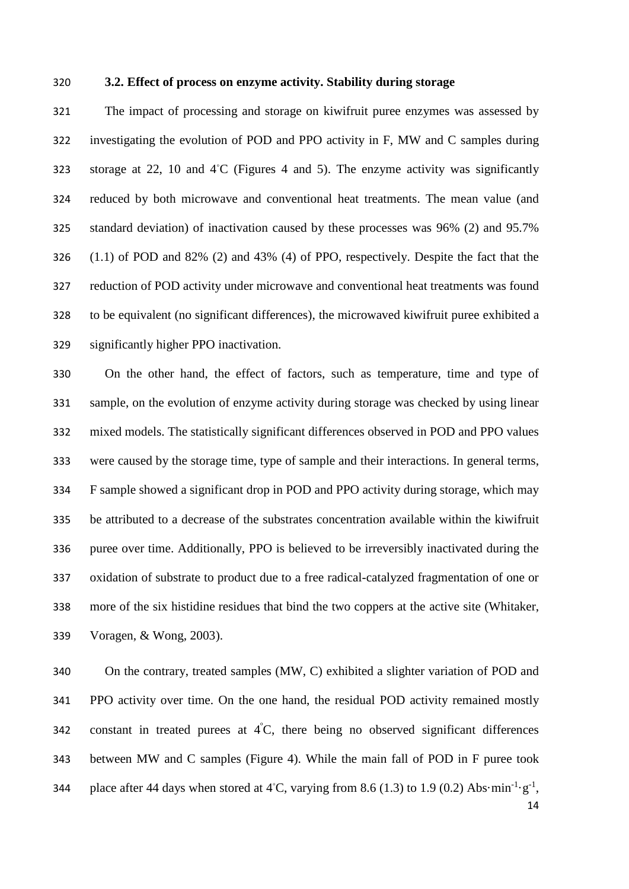### 3.2. Effect of process on enzyme activity. Stability during storage

The impact of processing and storage on kiwifruit puree enzymes was assessed by investigating the evolution of POD and PPO activity in F, MW and C samples during storage at 22, 10 and 4°C (Figures 4 and 5). The enzyme activity was significantly reduced by both microwave and conventional heat treatments. The mean value (and standard deviation) of inactivation caused by these processes was 96% (2) and 95.7% (1.1) of POD and 82% (2) and 43% (4) of PPO, respectively. Despite the fact that the reduction of POD activity under microwave and conventional heat treatments was found to be equivalent (no significant differences), the microwaved kiwifruit puree exhibited a significantly higher PPO inactivation.

On the other hand, the effect of factors, such as temperature, time and type of sample, on the evolution of enzyme activity during storage was checked by using linear mixed models. The statistically significant differences observed in POD and PPO values were caused by the storage time, type of sample and their interactions. In general terms, F sample showed a significant drop in POD and PPO activity during storage, which may be attributed to a decrease of the substrates concentration available within the kiwifruit puree over time. Additionally, PPO is believed to be irreversibly inactivated during the oxidation of substrate to product due to a free radical-catalyzed fragmentation of one or more of the six histidine residues that bind the two coppers at the active site (Whitaker, Voragen, & Wong, 2003).

On the contrary, treated samples (MW, C) exhibited a slighter variation of POD and PPO activity over time. On the one hand, the residual POD activity remained mostly constant in treated purees at 4°C, there being no observed significant differences between MW and C samples (Figure 4). While the main fall of POD in F puree took place after 44 days when stored at 4°C, varying from 8.6 (1.3) to 1.9 (0.2) $Abs \cdot min^{-1} \cdot g^{-1}$,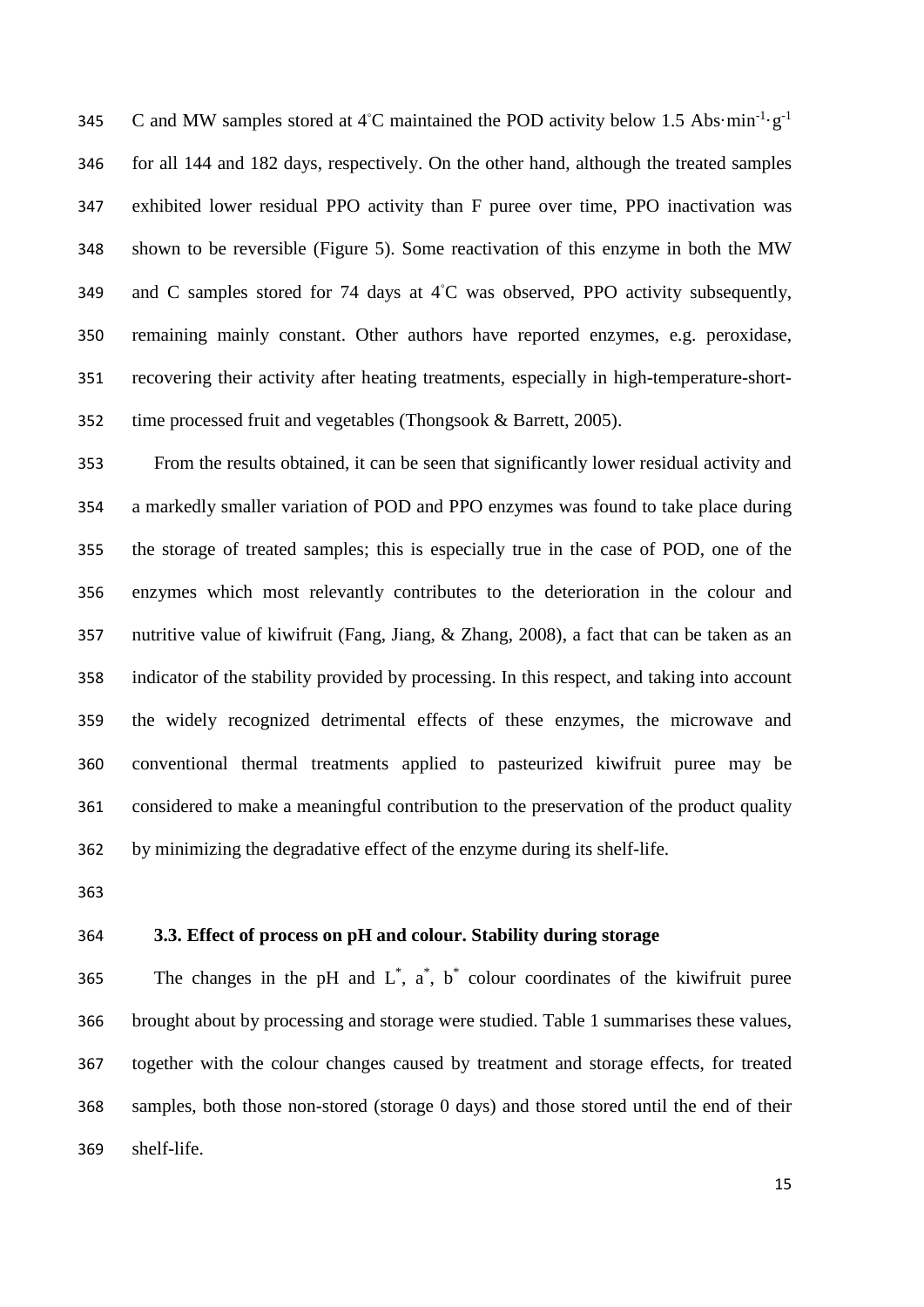C and MW samples stored at 4°C maintained the POD activity below 1.5 $Abs \cdot min^{-1} \cdot g^{-1}$ for all 144 and 182 days, respectively. On the other hand, although the treated samples exhibited lower residual PPO activity than F puree over time, PPO inactivation was shown to be reversible (Figure 5). Some reactivation of this enzyme in both the MW and C samples stored for 74 days at 4°C was observed, PPO activity subsequently, remaining mainly constant. Other authors have reported enzymes, e.g. peroxidase, recovering their activity after heating treatments, especially in high-temperature-short-time processed fruit and vegetables (Thongsook & Barrett, 2005).

From the results obtained, it can be seen that significantly lower residual activity and a markedly smaller variation of POD and PPO enzymes was found to take place during the storage of treated samples; this is especially true in the case of POD, one of the enzymes which most relevantly contributes to the deterioration in the colour and nutritive value of kiwifruit (Fang, Jiang, & Zhang, 2008), a fact that can be taken as an indicator of the stability provided by processing. In this respect, and taking into account the widely recognized detrimental effects of these enzymes, the microwave and conventional thermal treatments applied to pasteurized kiwifruit puree may be considered to make a meaningful contribution to the preservation of the product quality by minimizing the degradative effect of the enzyme during its shelf-life.

### 3.3. Effect of process on pH and colour. Stability during storage

The changes in the pH and $L^*$, $a^*$, $b^*$ colour coordinates of the kiwifruit puree brought about by processing and storage were studied. Table 1 summarises these values, together with the colour changes caused by treatment and storage effects, for treated samples, both those non-stored (storage 0 days) and those stored until the end of their shelf-life.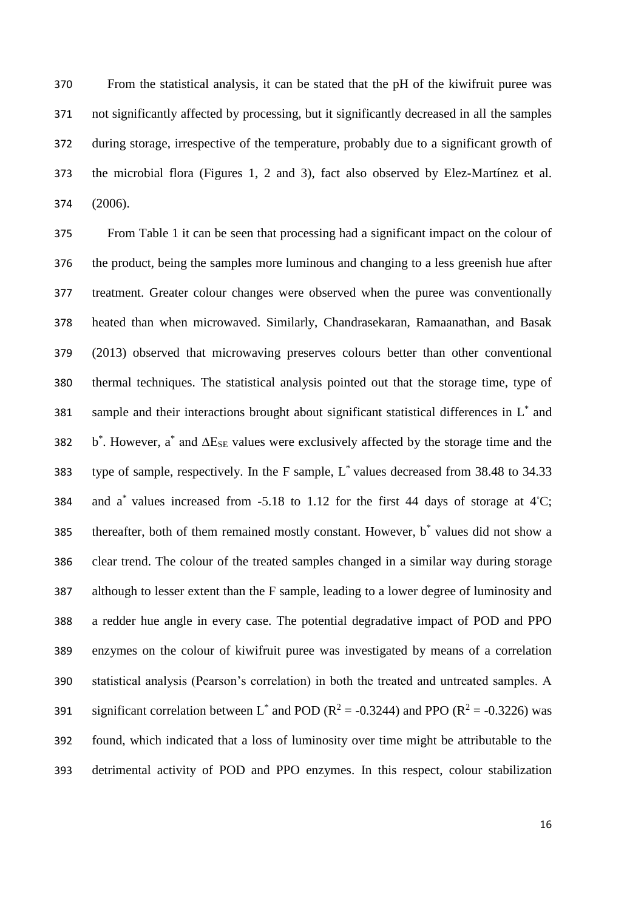From the statistical analysis, it can be stated that the pH of the kiwifruit puree was not significantly affected by processing, but it significantly decreased in all the samples during storage, irrespective of the temperature, probably due to a significant growth of the microbial flora (Figures 1, 2 and 3), fact also observed by Elez-Martínez et al. (2006).

From Table 1 it can be seen that processing had a significant impact on the colour of the product, being the samples more luminous and changing to a less greenish hue after treatment. Greater colour changes were observed when the puree was conventionally heated than when microwaved. Similarly, Chandrasekaran, Ramaanathan, and Basak (2013) observed that microwaving preserves colours better than other conventional thermal techniques. The statistical analysis pointed out that the storage time, type of sample and their interactions brought about significant statistical differences in $L^*$ and $b^*$. However, $a^*$ and $\Delta E_{SE}$ values were exclusively affected by the storage time and the type of sample, respectively. In the F sample, $L^*$ values decreased from 38.48 to 34.33 and $a^*$ values increased from -5.18 to 1.12 for the first 44 days of storage at 4°C; thereafter, both of them remained mostly constant. However, $b^*$ values did not show a clear trend. The colour of the treated samples changed in a similar way during storage although to lesser extent than the F sample, leading to a lower degree of luminosity and a redder hue angle in every case. The potential degradative impact of POD and PPO enzymes on the colour of kiwifruit puree was investigated by means of a correlation statistical analysis (Pearson's correlation) in both the treated and untreated samples. A significant correlation between $L^*$ and POD ($R^2$ = -0.3244) and PPO ($R^2$ = -0.3226) was found, which indicated that a loss of luminosity over time might be attributable to the detrimental activity of POD and PPO enzymes. In this respect, colour stabilization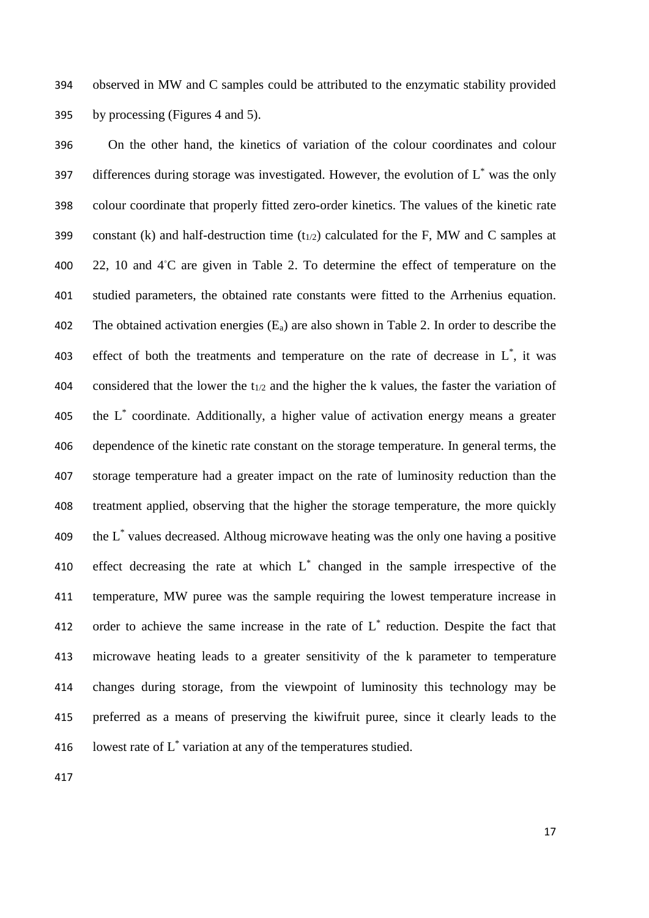observed in MW and C samples could be attributed to the enzymatic stability provided by processing (Figures 4 and 5).

On the other hand, the kinetics of variation of the colour coordinates and colour differences during storage was investigated. However, the evolution of $L^*$ was the only colour coordinate that properly fitted zero-order kinetics. The values of the kinetic rate constant (k) and half-destruction time ($t_{1/2}$) calculated for the F, MW and C samples at 22, 10 and 4°C are given in Table 2. To determine the effect of temperature on the studied parameters, the obtained rate constants were fitted to the Arrhenius equation. The obtained activation energies ($E_a$) are also shown in Table 2. In order to describe the effect of both the treatments and temperature on the rate of decrease in $L^*$, it was considered that the lower the $t_{1/2}$ and the higher the k values, the faster the variation of the $L^*$ coordinate. Additionally, a higher value of activation energy means a greater dependence of the kinetic rate constant on the storage temperature. In general terms, the storage temperature had a greater impact on the rate of luminosity reduction than the treatment applied, observing that the higher the storage temperature, the more quickly the $L^*$ values decreased. Althoug microwave heating was the only one having a positive effect decreasing the rate at which $L^*$ changed in the sample irrespective of the temperature, MW puree was the sample requiring the lowest temperature increase in order to achieve the same increase in the rate of $L^*$ reduction. Despite the fact that microwave heating leads to a greater sensitivity of the k parameter to temperature changes during storage, from the viewpoint of luminosity this technology may be preferred as a means of preserving the kiwifruit puree, since it clearly leads to the lowest rate of $L^*$ variation at any of the temperatures studied.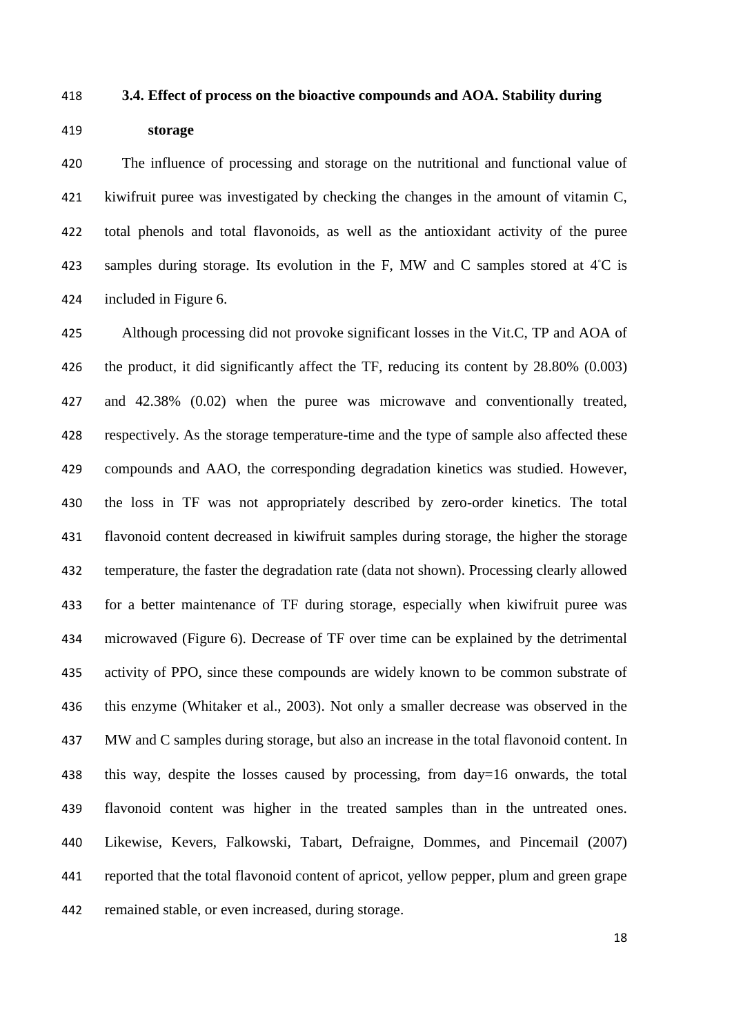### 3.4. Effect of process on the bioactive compounds and AOA. Stability during storage

The influence of processing and storage on the nutritional and functional value of kiwifruit puree was investigated by checking the changes in the amount of vitamin C, total phenols and total flavonoids, as well as the antioxidant activity of the puree samples during storage. Its evolution in the F, MW and C samples stored at 4°C is included in Figure 6.

Although processing did not provoke significant losses in the Vit.C, TP and AOA of the product, it did significantly affect the TF, reducing its content by 28.80% (0.003) and 42.38% (0.02) when the puree was microwave and conventionally treated, respectively. As the storage temperature-time and the type of sample also affected these compounds and AAO, the corresponding degradation kinetics was studied. However, the loss in TF was not appropriately described by zero-order kinetics. The total flavonoid content decreased in kiwifruit samples during storage, the higher the storage temperature, the faster the degradation rate (data not shown). Processing clearly allowed for a better maintenance of TF during storage, especially when kiwifruit puree was microwaved (Figure 6). Decrease of TF over time can be explained by the detrimental activity of PPO, since these compounds are widely known to be common substrate of this enzyme (Whitaker et al., 2003). Not only a smaller decrease was observed in the MW and C samples during storage, but also an increase in the total flavonoid content. In this way, despite the losses caused by processing, from day=16 onwards, the total flavonoid content was higher in the treated samples than in the untreated ones. Likewise, Kevers, Falkowski, Tabart, Defraigne, Dommes, and Pincemail (2007) reported that the total flavonoid content of apricot, yellow pepper, plum and green grape remained stable, or even increased, during storage.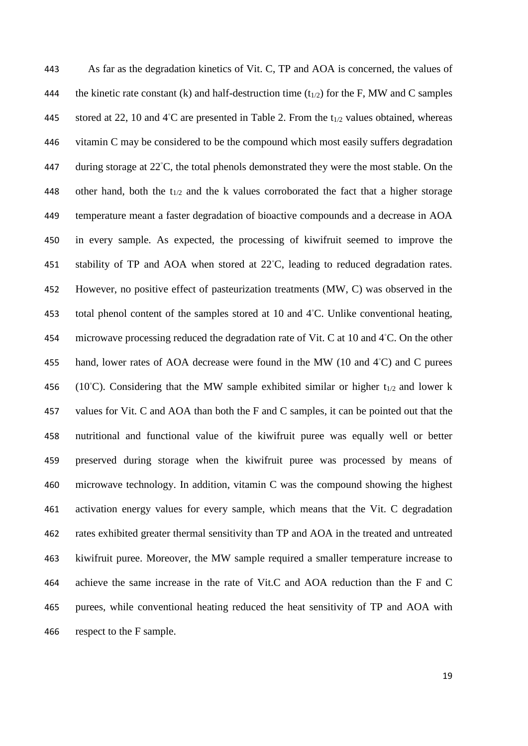As far as the degradation kinetics of Vit. C, TP and AOA is concerned, the values of the kinetic rate constant (k) and half-destruction time ($t_{1/2}$) for the F, MW and C samples stored at 22, 10 and 4°C are presented in Table 2. From the $t_{1/2}$ values obtained, whereas vitamin C may be considered to be the compound which most easily suffers degradation during storage at 22°C, the total phenols demonstrated they were the most stable. On the other hand, both the $t_{1/2}$ and the k values corroborated the fact that a higher storage temperature meant a faster degradation of bioactive compounds and a decrease in AOA in every sample. As expected, the processing of kiwifruit seemed to improve the stability of TP and AOA when stored at 22°C, leading to reduced degradation rates. However, no positive effect of pasteurization treatments (MW, C) was observed in the total phenol content of the samples stored at 10 and 4°C. Unlike conventional heating, microwave processing reduced the degradation rate of Vit. C at 10 and 4°C. On the other hand, lower rates of AOA decrease were found in the MW (10 and 4°C) and C purees (10°C). Considering that the MW sample exhibited similar or higher $t_{1/2}$ and lower k values for Vit. C and AOA than both the F and C samples, it can be pointed out that the nutritional and functional value of the kiwifruit puree was equally well or better preserved during storage when the kiwifruit puree was processed by means of microwave technology. In addition, vitamin C was the compound showing the highest activation energy values for every sample, which means that the Vit. C degradation rates exhibited greater thermal sensitivity than TP and AOA in the treated and untreated kiwifruit puree. Moreover, the MW sample required a smaller temperature increase to achieve the same increase in the rate of Vit.C and AOA reduction than the F and C purees, while conventional heating reduced the heat sensitivity of TP and AOA with respect to the F sample.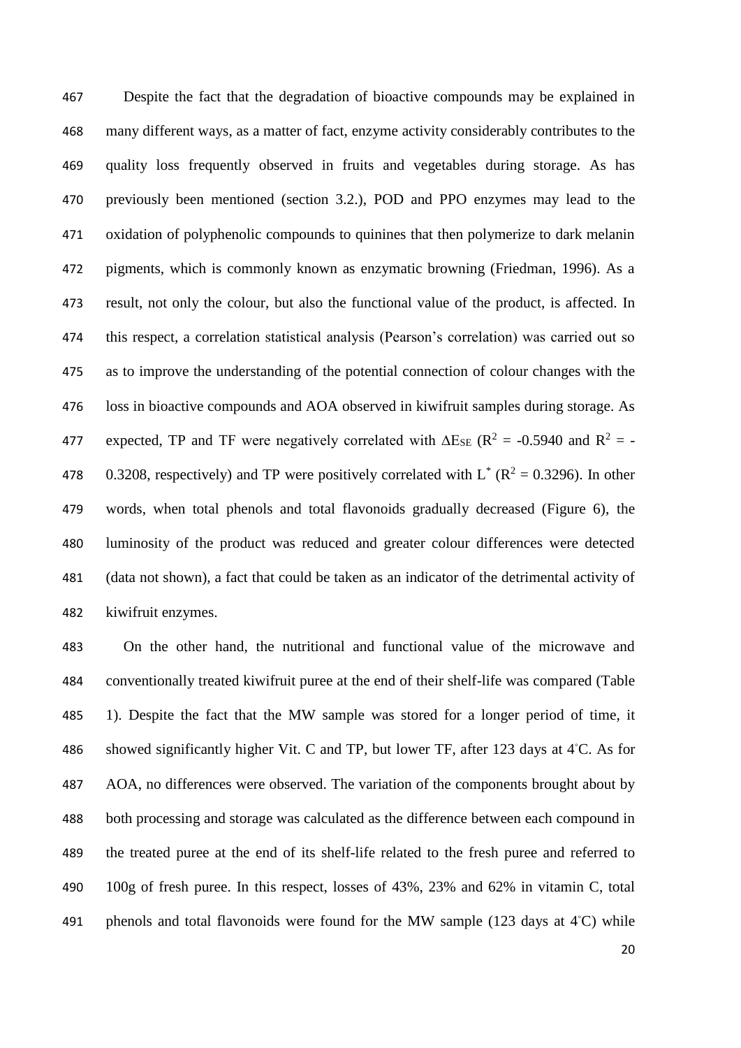Despite the fact that the degradation of bioactive compounds may be explained in many different ways, as a matter of fact, enzyme activity considerably contributes to the quality loss frequently observed in fruits and vegetables during storage. As has previously been mentioned (section 3.2.), POD and PPO enzymes may lead to the oxidation of polyphenolic compounds to quinines that then polymerize to dark melanin pigments, which is commonly known as enzymatic browning (Friedman, 1996). As a result, not only the colour, but also the functional value of the product, is affected. In this respect, a correlation statistical analysis (Pearson's correlation) was carried out so as to improve the understanding of the potential connection of colour changes with the loss in bioactive compounds and AOA observed in kiwifruit samples during storage. As expected, TP and TF were negatively correlated with $\Delta E_{SE}$ ($R^2$ = -0.5940 and $R^2$ = -0.3208, respectively) and TP were positively correlated with $L^*$ ($R^2$ = 0.3296). In other words, when total phenols and total flavonoids gradually decreased (Figure 6), the luminosity of the product was reduced and greater colour differences were detected (data not shown), a fact that could be taken as an indicator of the detrimental activity of kiwifruit enzymes.

On the other hand, the nutritional and functional value of the microwave and conventionally treated kiwifruit puree at the end of their shelf-life was compared (Table 1). Despite the fact that the MW sample was stored for a longer period of time, it showed significantly higher Vit. C and TP, but lower TF, after 123 days at 4°C. As for AOA, no differences were observed. The variation of the components brought about by both processing and storage was calculated as the difference between each compound in the treated puree at the end of its shelf-life related to the fresh puree and referred to 100g of fresh puree. In this respect, losses of 43%, 23% and 62% in vitamin C, total phenols and total flavonoids were found for the MW sample (123 days at 4°C) while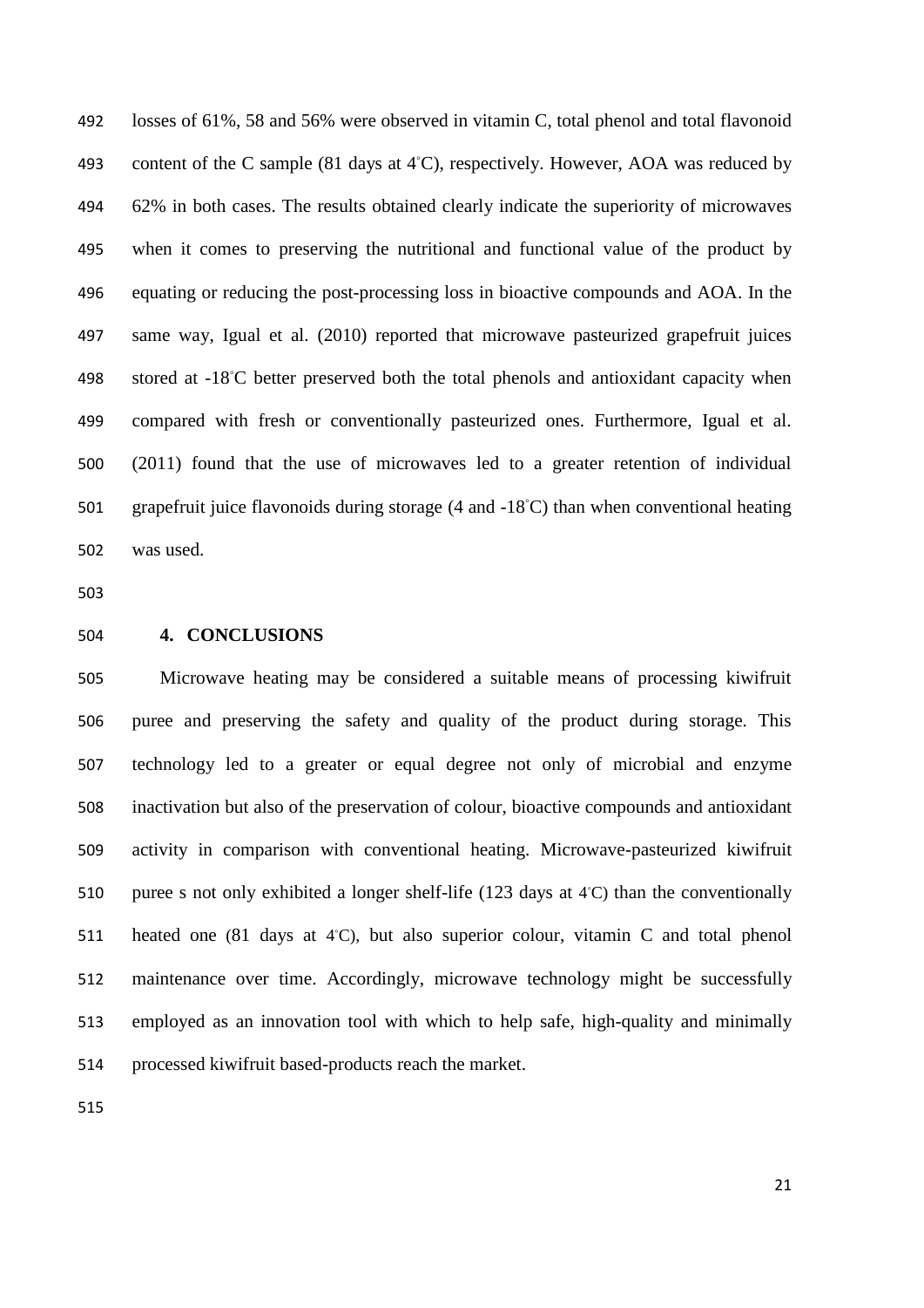losses of 61%, 58 and 56% were observed in vitamin C, total phenol and total flavonoid content of the C sample (81 days at 4°C), respectively. However, AOA was reduced by 62% in both cases. The results obtained clearly indicate the superiority of microwaves when it comes to preserving the nutritional and functional value of the product by equating or reducing the post-processing loss in bioactive compounds and AOA. In the same way, Igual et al. (2010) reported that microwave pasteurized grapefruit juices stored at -18°C better preserved both the total phenols and antioxidant capacity when compared with fresh or conventionally pasteurized ones. Furthermore, Igual et al. (2011) found that the use of microwaves led to a greater retention of individual grapefruit juice flavonoids during storage (4 and -18°C) than when conventional heating was used.

## 4. CONCLUSIONS

Microwave heating may be considered a suitable means of processing kiwifruit puree and preserving the safety and quality of the product during storage. This technology led to a greater or equal degree not only of microbial and enzyme inactivation but also of the preservation of colour, bioactive compounds and antioxidant activity in comparison with conventional heating. Microwave-pasteurized kiwifruit puree s not only exhibited a longer shelf-life (123 days at 4°C) than the conventionally heated one (81 days at 4°C), but also superior colour, vitamin C and total phenol maintenance over time. Accordingly, microwave technology might be successfully employed as an innovation tool with which to help safe, high-quality and minimally processed kiwifruit based-products reach the market.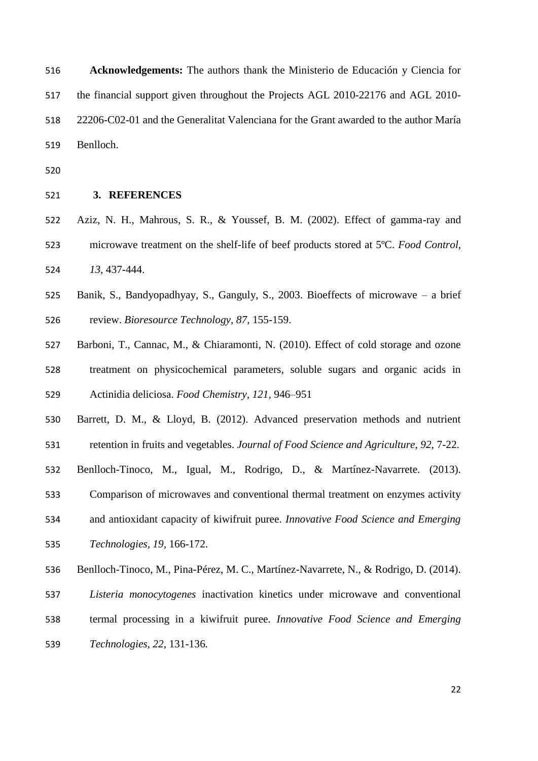**Acknowledgements:** The authors thank the Ministerio de Educación y Ciencia for the financial support given throughout the Projects AGL 2010-22176 and AGL 2010-22206-C02-01 and the Generalitat Valenciana for the Grant awarded to the author María Benlloch.

## 3. REFERENCES

Aziz, N. H., Mahrous, S. R., & Youssef, B. M. (2002). Effect of gamma-ray and microwave treatment on the shelf-life of beef products stored at 5ºC. *Food Control, 13*, 437-444.

Banik, S., Bandyopadhyay, S., Ganguly, S., 2003. Bioeffects of microwave – a brief review. *Bioresource Technology, 87*, 155-159.

Barboni, T., Cannac, M., & Chiaramonti, N. (2010). Effect of cold storage and ozone treatment on physicochemical parameters, soluble sugars and organic acids in Actinidia deliciosa. *Food Chemistry, 121*, 946–951

Barrett, D. M., & Lloyd, B. (2012). Advanced preservation methods and nutrient retention in fruits and vegetables. *Journal of Food Science and Agriculture, 92*, 7-22.

Benlloch-Tinoco, M., Igual, M., Rodrigo, D., & Martínez-Navarrete. (2013). Comparison of microwaves and conventional thermal treatment on enzymes activity and antioxidant capacity of kiwifruit puree. *Innovative Food Science and Emerging Technologies, 19*, 166-172.

Benlloch-Tinoco, M., Pina-Pérez, M. C., Martínez-Navarrete, N., & Rodrigo, D. (2014). *Listeria monocytogenes* inactivation kinetics under microwave and conventional termal processing in a kiwifruit puree. *Innovative Food Science and Emerging Technologies, 22*, 131-136.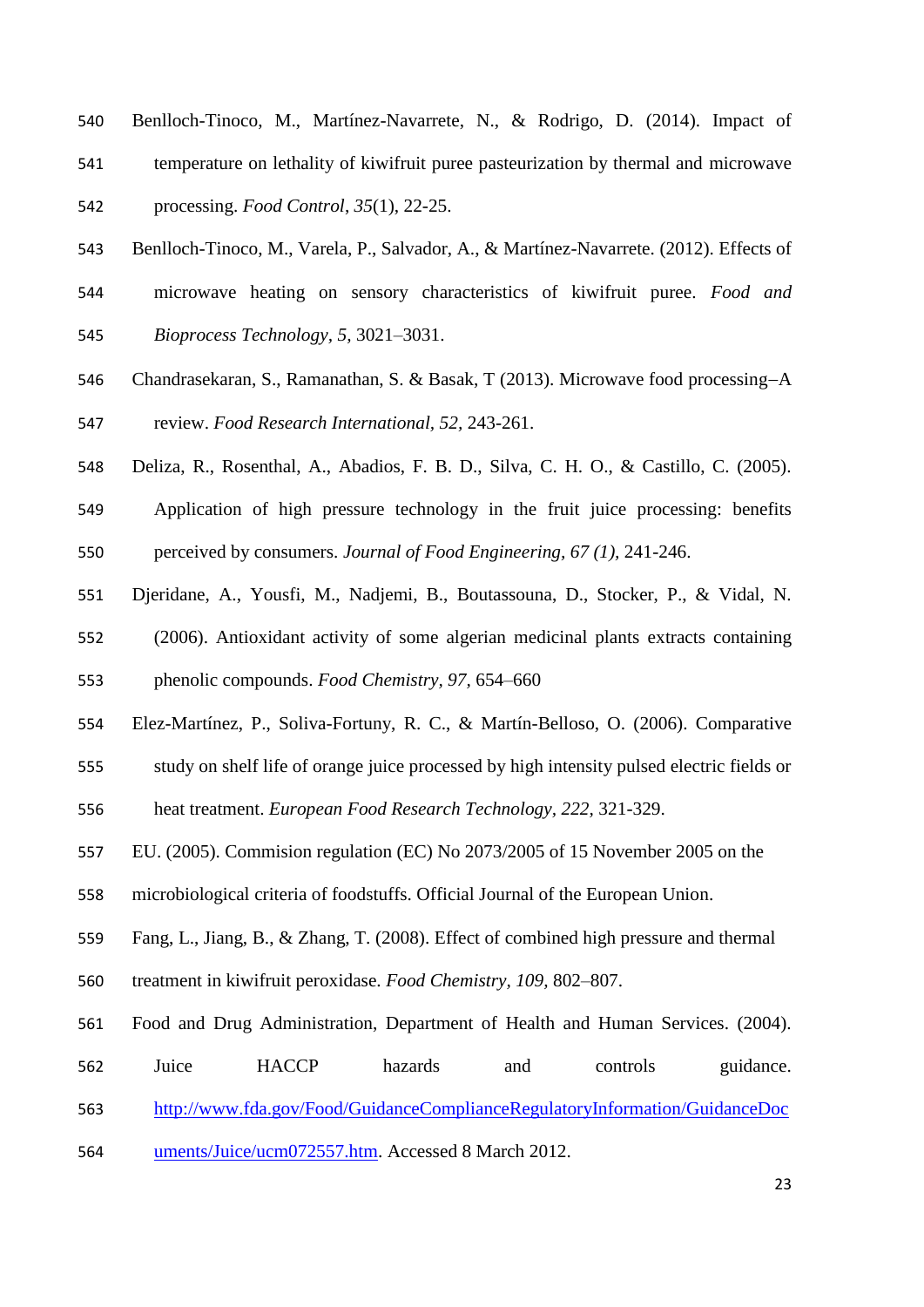Benlloch-Tinoco, M., Martínez-Navarrete, N., & Rodrigo, D. (2014). Impact of temperature on lethality of kiwifruit puree pasteurization by thermal and microwave processing. *Food Control*, *35*(1), 22-25.

Benlloch-Tinoco, M., Varela, P., Salvador, A., & Martínez-Navarrete. (2012). Effects of microwave heating on sensory characteristics of kiwifruit puree. *Food and Bioprocess Technology, 5,* 3021–3031.

Chandrasekaran, S., Ramanathan, S. & Basak, T (2013). Microwave food processing–A review. *Food Research International, 52,* 243-261.

Deliza, R., Rosenthal, A., Abadios, F. B. D., Silva, C. H. O., & Castillo, C. (2005). Application of high pressure technology in the fruit juice processing: benefits perceived by consumers. *Journal of Food Engineering, 67 (1),* 241-246.

Djeridane, A., Yousfi, M., Nadjemi, B., Boutassouna, D., Stocker, P., & Vidal, N. (2006). Antioxidant activity of some algerian medicinal plants extracts containing phenolic compounds. *Food Chemistry, 97,* 654–660

Elez-Martínez, P., Soliva-Fortuny, R. C., & Martín-Belloso, O. (2006). Comparative study on shelf life of orange juice processed by high intensity pulsed electric fields or heat treatment. *European Food Research Technology, 222,* 321-329.

EU. (2005). Commision regulation (EC) No 2073/2005 of 15 November 2005 on the microbiological criteria of foodstuffs. Official Journal of the European Union.

Fang, L., Jiang, B., & Zhang, T. (2008). Effect of combined high pressure and thermal treatment in kiwifruit peroxidase. *Food Chemistry, 109,* 802–807.

Food and Drug Administration, Department of Health and Human Services. (2004). Juice HACCP hazards and controls guidance. http://www.fda.gov/Food/GuidanceComplianceRegulatoryInformation/GuidanceDocuments/Juice/ucm072557.htm. Accessed 8 March 2012.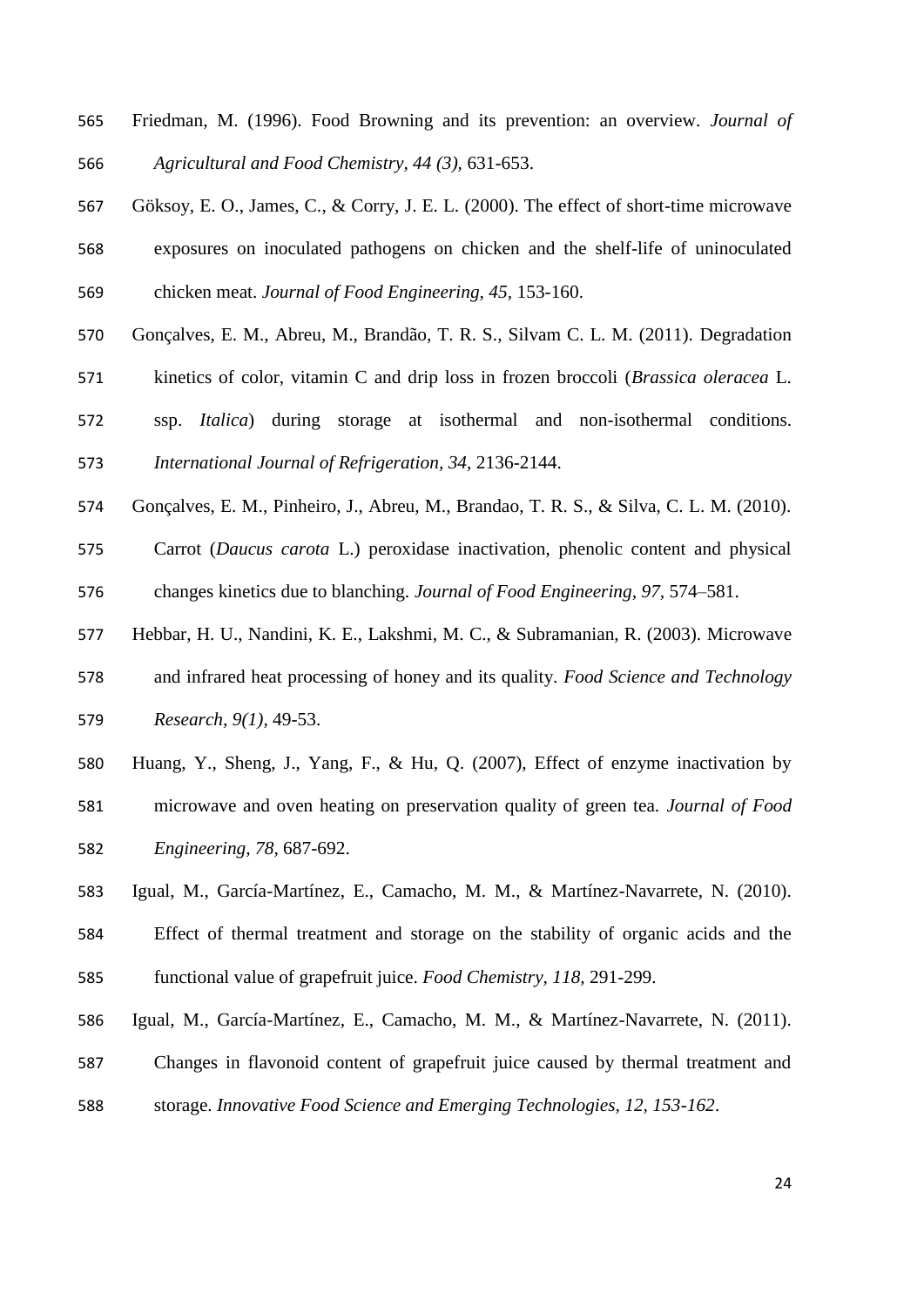Friedman, M. (1996). Food Browning and its prevention: an overview. *Journal of Agricultural and Food Chemistry, 44 (3),* 631-653.

Göksoy, E. O., James, C., & Corry, J. E. L. (2000). The effect of short-time microwave exposures on inoculated pathogens on chicken and the shelf-life of uninoculated chicken meat. *Journal of Food Engineering, 45,* 153-160.

Gonçalves, E. M., Abreu, M., Brandão, T. R. S., Silvam C. L. M. (2011). Degradation kinetics of color, vitamin C and drip loss in frozen broccoli (*Brassica oleracea* L. ssp. *Italica*) during storage at isothermal and non-isothermal conditions. *International Journal of Refrigeration, 34,* 2136-2144.

Gonçalves, E. M., Pinheiro, J., Abreu, M., Brandao, T. R. S., & Silva, C. L. M. (2010). Carrot (*Daucus carota* L.) peroxidase inactivation, phenolic content and physical changes kinetics due to blanching. *Journal of Food Engineering, 97,* 574–581.

Hebbar, H. U., Nandini, K. E., Lakshmi, M. C., & Subramanian, R. (2003). Microwave and infrared heat processing of honey and its quality. *Food Science and Technology Research, 9(1),* 49-53.

Huang, Y., Sheng, J., Yang, F., & Hu, Q. (2007), Effect of enzyme inactivation by microwave and oven heating on preservation quality of green tea. *Journal of Food Engineering, 78,* 687-692.

Igual, M., García-Martínez, E., Camacho, M. M., & Martínez-Navarrete, N. (2010). Effect of thermal treatment and storage on the stability of organic acids and the functional value of grapefruit juice. *Food Chemistry, 118,* 291-299.

Igual, M., García-Martínez, E., Camacho, M. M., & Martínez-Navarrete, N. (2011). Changes in flavonoid content of grapefruit juice caused by thermal treatment and storage. *Innovative Food Science and Emerging Technologies, 12, 153-162*.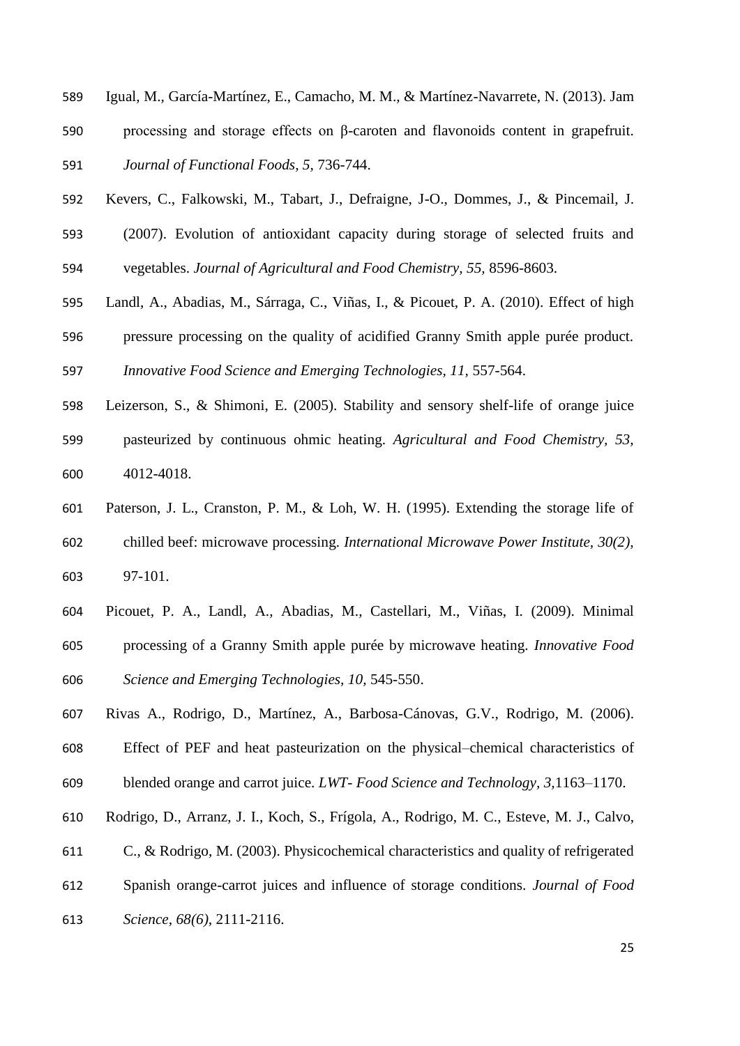Igual, M., García-Martínez, E., Camacho, M. M., & Martínez-Navarrete, N. (2013). Jam processing and storage effects on β-caroten and flavonoids content in grapefruit. *Journal of Functional Foods, 5,* 736-744.

Kevers, C., Falkowski, M., Tabart, J., Defraigne, J-O., Dommes, J., & Pincemail, J. (2007). Evolution of antioxidant capacity during storage of selected fruits and vegetables. *Journal of Agricultural and Food Chemistry, 55,* 8596-8603.

Landl, A., Abadias, M., Sárraga, C., Viñas, I., & Picouet, P. A. (2010). Effect of high pressure processing on the quality of acidified Granny Smith apple purée product. *Innovative Food Science and Emerging Technologies, 11,* 557-564.

Leizerson, S., & Shimoni, E. (2005). Stability and sensory shelf-life of orange juice pasteurized by continuous ohmic heating. *Agricultural and Food Chemistry, 53,* 4012-4018.

Paterson, J. L., Cranston, P. M., & Loh, W. H. (1995). Extending the storage life of chilled beef: microwave processing. *International Microwave Power Institute, 30(2),* 97-101.

Picouet, P. A., Landl, A., Abadias, M., Castellari, M., Viñas, I. (2009). Minimal processing of a Granny Smith apple purée by microwave heating. *Innovative Food Science and Emerging Technologies, 10,* 545-550.

Rivas A., Rodrigo, D., Martínez, A., Barbosa-Cánovas, G.V., Rodrigo, M. (2006). Effect of PEF and heat pasteurization on the physical–chemical characteristics of blended orange and carrot juice. *LWT- Food Science and Technology, 3,*1163–1170.

Rodrigo, D., Arranz, J. I., Koch, S., Frígola, A., Rodrigo, M. C., Esteve, M. J., Calvo, C., & Rodrigo, M. (2003). Physicochemical characteristics and quality of refrigerated Spanish orange-carrot juices and influence of storage conditions. *Journal of Food Science, 68(6),* 2111-2116.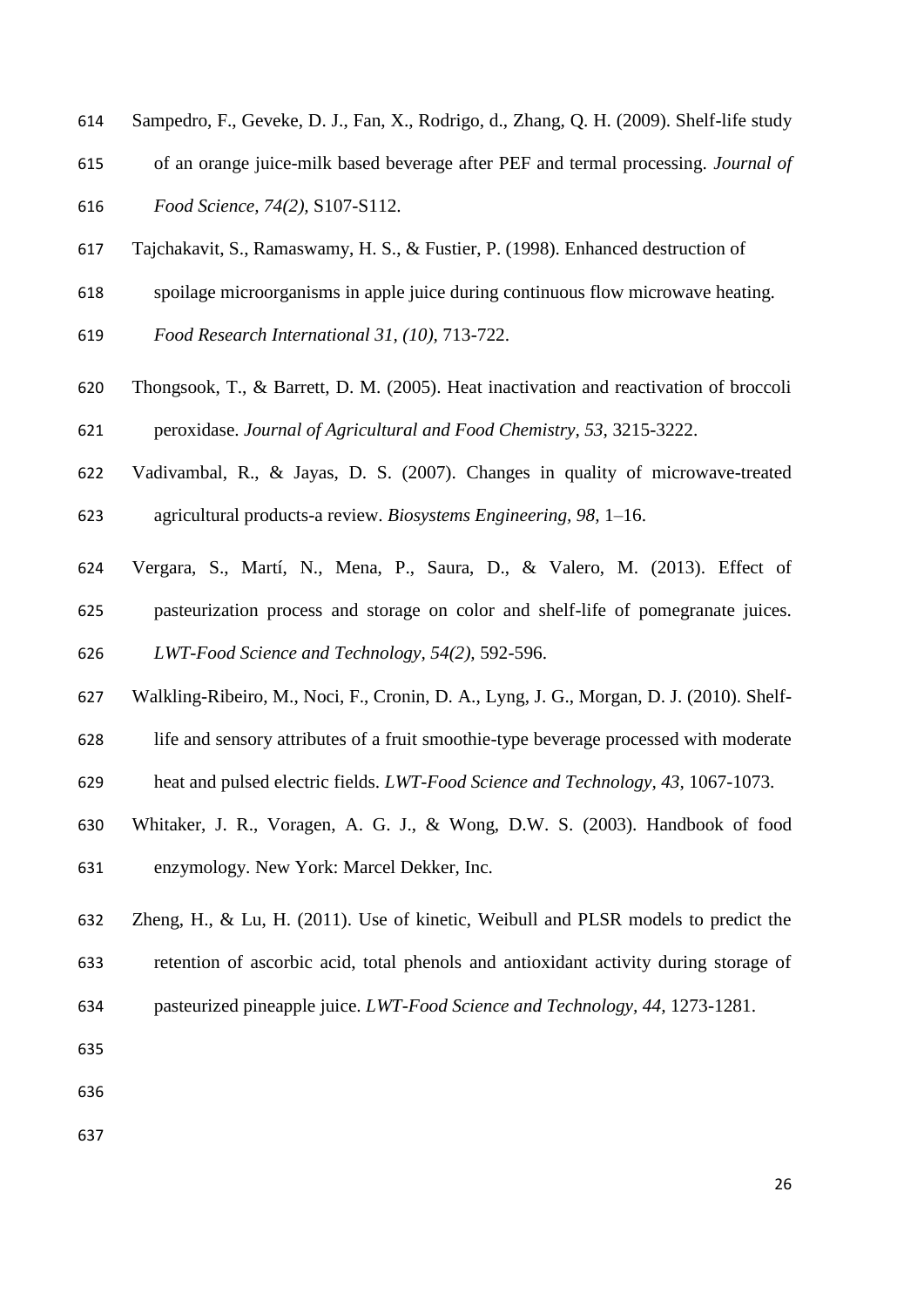Sampedro, F., Geveke, D. J., Fan, X., Rodrigo, d., Zhang, Q. H. (2009). Shelf-life study of an orange juice-milk based beverage after PEF and termal processing. *Journal of Food Science, 74(2),* S107-S112.

Tajchakavit, S., Ramaswamy, H. S., & Fustier, P. (1998). Enhanced destruction of spoilage microorganisms in apple juice during continuous flow microwave heating. *Food Research International 31, (10),* 713-722.

Thongsook, T., & Barrett, D. M. (2005). Heat inactivation and reactivation of broccoli peroxidase. *Journal of Agricultural and Food Chemistry, 53,* 3215-3222.

Vadivambal, R., & Jayas, D. S. (2007). Changes in quality of microwave-treated agricultural products-a review. *Biosystems Engineering, 98,* 1–16.

Vergara, S., Martí, N., Mena, P., Saura, D., & Valero, M. (2013). Effect of pasteurization process and storage on color and shelf-life of pomegranate juices. *LWT-Food Science and Technology, 54(2),* 592-596.

Walkling-Ribeiro, M., Noci, F., Cronin, D. A., Lyng, J. G., Morgan, D. J. (2010). Shelf-life and sensory attributes of a fruit smoothie-type beverage processed with moderate heat and pulsed electric fields. *LWT-Food Science and Technology, 43,* 1067-1073.

Whitaker, J. R., Voragen, A. G. J., & Wong, D.W. S. (2003). Handbook of food enzymology. New York: Marcel Dekker, Inc.

Zheng, H., & Lu, H. (2011). Use of kinetic, Weibull and PLSR models to predict the retention of ascorbic acid, total phenols and antioxidant activity during storage of pasteurized pineapple juice. *LWT-Food Science and Technology, 44,* 1273-1281.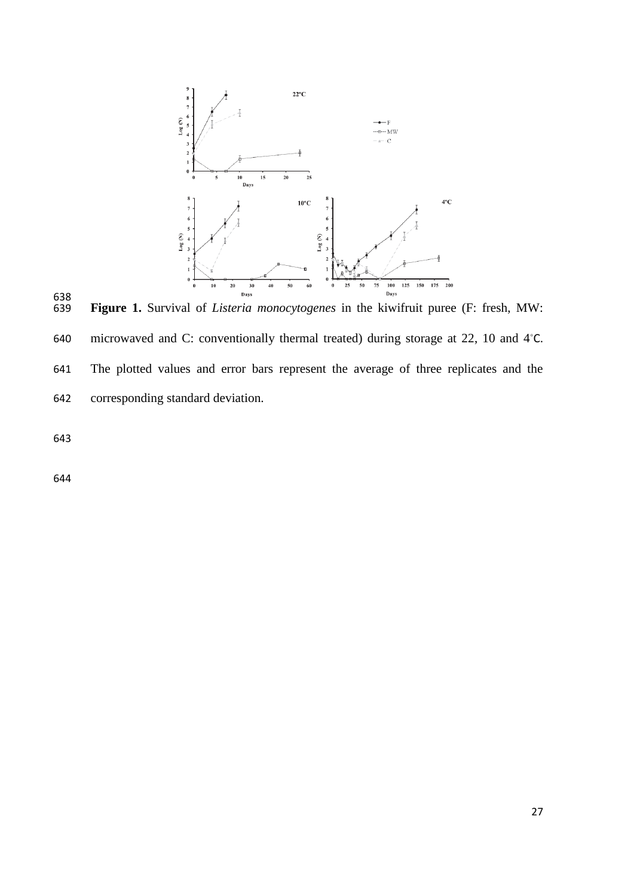**Figure 1.** Survival of *Listeria monocytogenes* in the kiwifruit puree (F: fresh, MW: microwaved and C: conventionally thermal treated) during storage at 22, 10 and 4°C. The plotted values and error bars represent the average of three replicates and the corresponding standard deviation.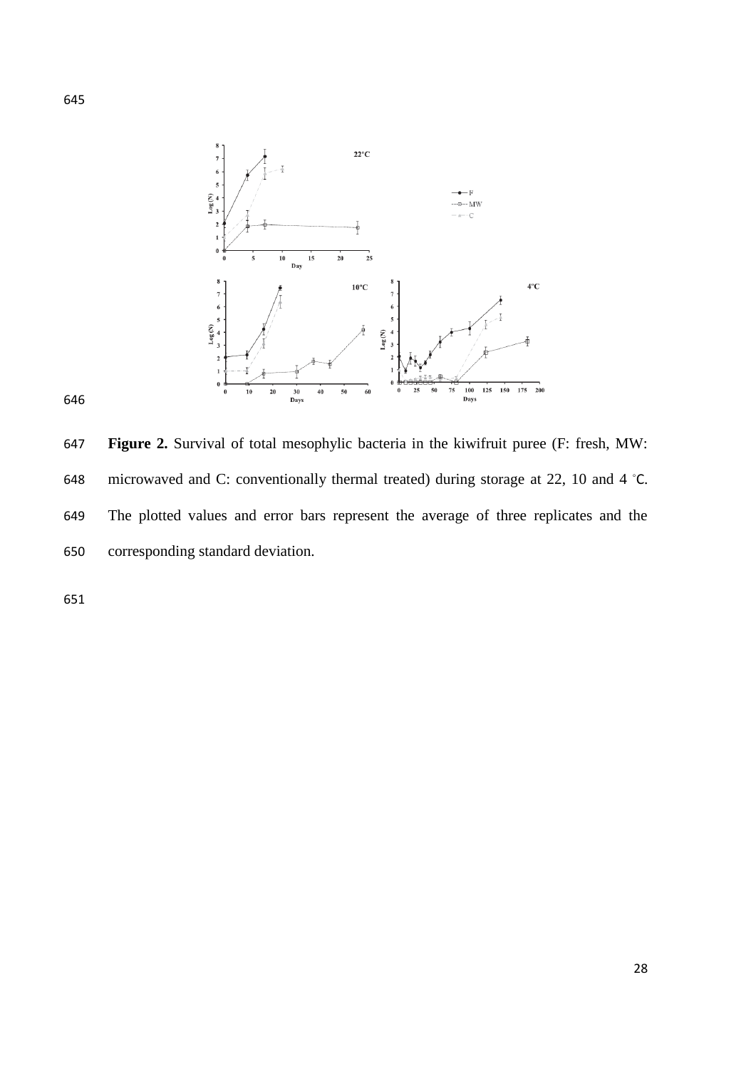**Figure 2.** Survival of total mesophylic bacteria in the kiwifruit puree (F: fresh, MW: microwaved and C: conventionally thermal treated) during storage at 22, 10 and 4 °C. The plotted values and error bars represent the average of three replicates and the corresponding standard deviation.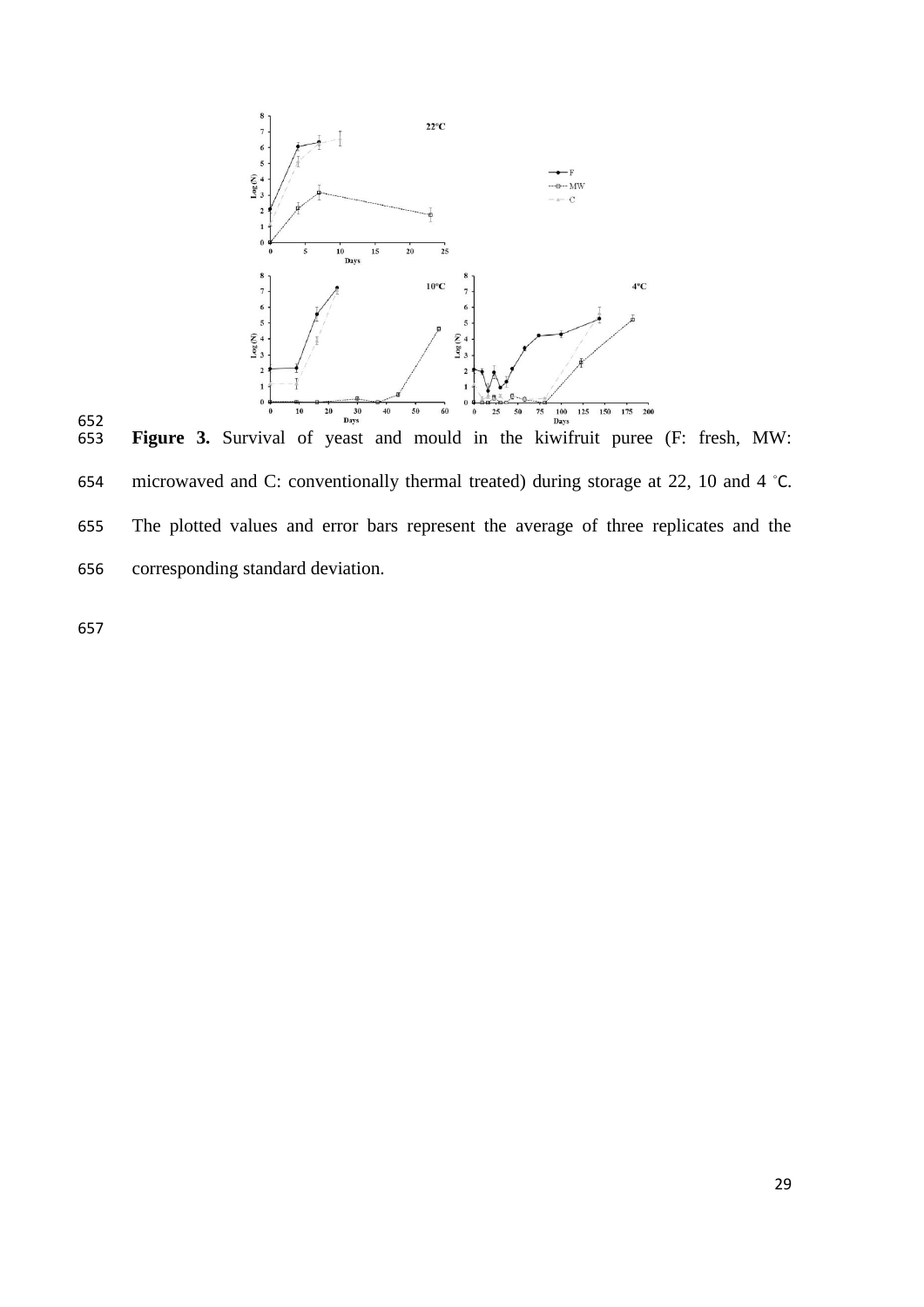**Figure 3.** Survival of yeast and mould in the kiwifruit puree (F: fresh, MW: microwaved and C: conventionally thermal treated) during storage at 22, 10 and 4 °C. The plotted values and error bars represent the average of three replicates and the corresponding standard deviation.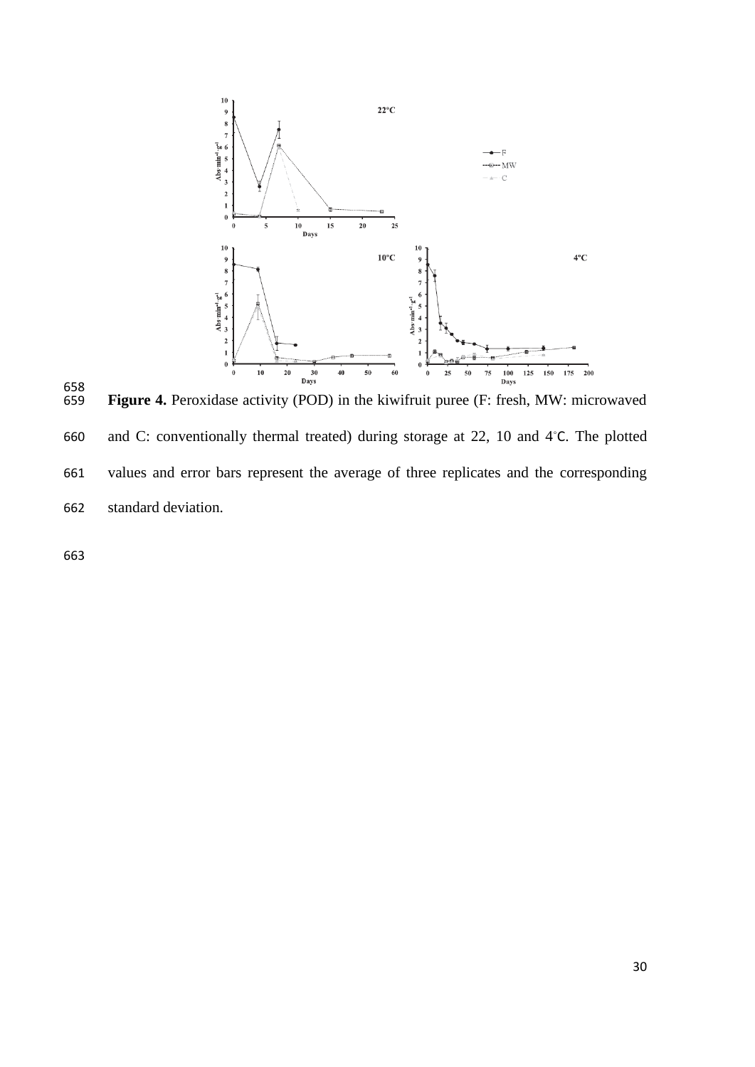**Figure 4.** Peroxidase activity (POD) in the kiwifruit puree (F: fresh, MW: microwaved and C: conventionally thermal treated) during storage at 22, 10 and 4°C. The plotted values and error bars represent the average of three replicates and the corresponding standard deviation.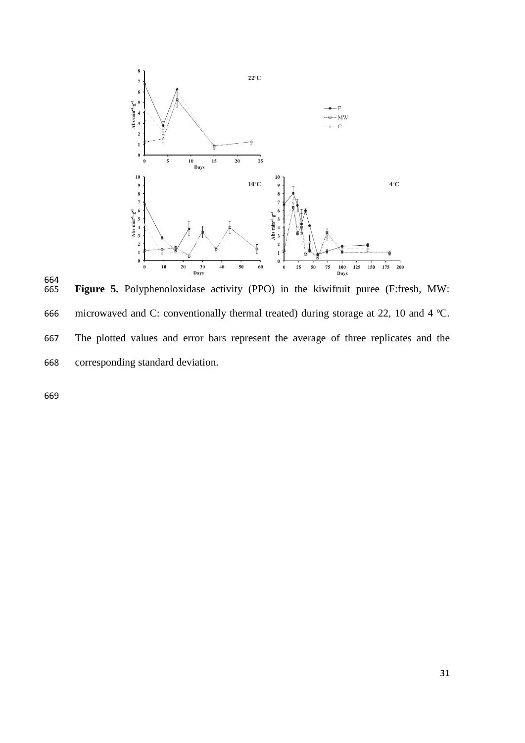**Figure 5.** Polyphenoloxidase activity (PPO) in the kiwifruit puree (F:fresh, MW: microwaved and C: conventionally thermal treated) during storage at 22, 10 and 4 ºC. The plotted values and error bars represent the average of three replicates and the corresponding standard deviation.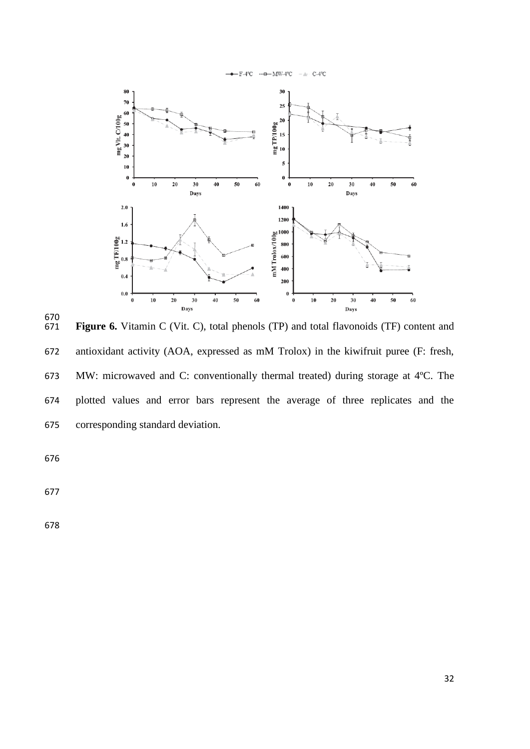**Figure 6.** Vitamin C (Vit. C), total phenols (TP) and total flavonoids (TF) content and antioxidant activity (AOA, expressed as mM Trolox) in the kiwifruit puree (F: fresh, MW: microwaved and C: conventionally thermal treated) during storage at 4ºC. The plotted values and error bars represent the average of three replicates and the corresponding standard deviation.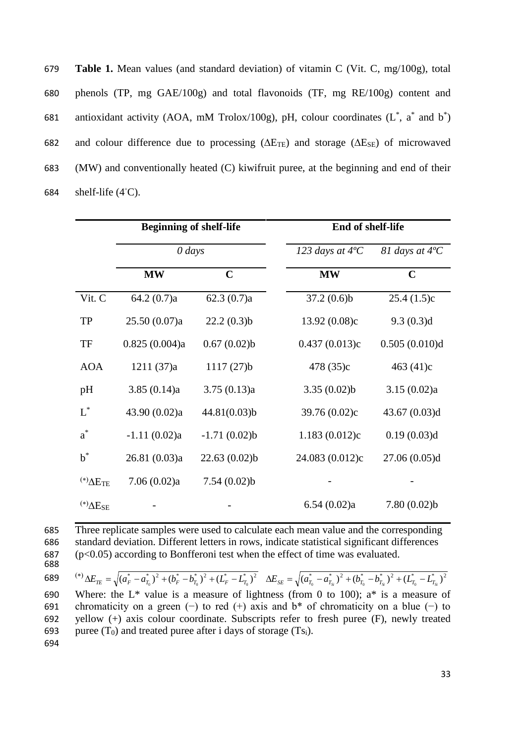**Table 1.** Mean values (and standard deviation) of vitamin C (Vit. C, mg/100g), total phenols (TP, mg GAE/100g) and total flavonoids (TF, mg RE/100g) content and antioxidant activity (AOA, mM Trolox/100g), pH, colour coordinates ($L^*$, $a^*$ and $b^*$) and colour difference due to processing ($\Delta E_{TE}$) and storage ($\Delta E_{SE}$) of microwaved (MW) and conventionally heated (C) kiwifruit puree, at the beginning and end of their shelf-life (4°C).

| | Beginning of shelf-life | | End of shelf-life | |
|---|---|---|---|---|
| | *0 days* | | *123 days at 4ºC* | *81 days at 4ºC* |
| | **MW** | **C** | **MW** | **C** |
| Vit. C | 64.2 (0.7)a | 62.3 (0.7)a | 37.2 (0.6)b | 25.4 (1.5)c |
| TP | 25.50 (0.07)a | 22.2 (0.3)b | 13.92 (0.08)c | 9.3 (0.3)d |
| TF | 0.825 (0.004)a | 0.67 (0.02)b | 0.437 (0.013)c | 0.505 (0.010)d |
| AOA | 1211 (37)a | 1117 (27)b | 478 (35)c | 463 (41)c |
| pH | 3.85 (0.14)a | 3.75 (0.13)a | 3.35 (0.02)b | 3.15 (0.02)a |
| $L^*$ | 43.90 (0.02)a | 44.81(0.03)b | 39.76 (0.02)c | 43.67 (0.03)d |
| $a^*$ | -1.11 (0.02)a | -1.71 (0.02)b | 1.183 (0.012)c | 0.19 (0.03)d |
| $b^*$ | 26.81 (0.03)a | 22.63 (0.02)b | 24.083 (0.012)c | 27.06 (0.05)d |
| $^{(*)}\Delta E_{TE}$ | 7.06 (0.02)a | 7.54 (0.02)b | - | - |
| $^{(*)}\Delta E_{SE}$ | - | - | 6.54 (0.02)a | 7.80 (0.02)b |

Three replicate samples were used to calculate each mean value and the corresponding standard deviation. Different letters in rows, indicate statistical significant differences ($p<0.05$) according to Bonfferoni test when the effect of time was evaluated.

$^{(*)}$ $\Delta E_{TE} = \sqrt{(a_F^* - a_{T_0}^*)^2 + (b_F^* - b_{T_0}^*)^2 + (L_F^* - L_{T_0}^*)^2}$ $\quad \Delta E_{SE} = \sqrt{(a_{T_0}^* - a_{T_{Si}}^*)^2 + (b_{T_0}^* - b_{T_{Si}}^*)^2 + (L_{T_0}^* - L_{T_{Si}}^*)^2}$

Where: the L* value is a measure of lightness (from 0 to 100); a* is a measure of chromaticity on a green (−) to red (+) axis and b* of chromaticity on a blue (−) to yellow (+) axis colour coordinate. Subscripts refer to fresh puree (F), newly treated puree ($T_0$) and treated puree after i days of storage ($Ts_i$).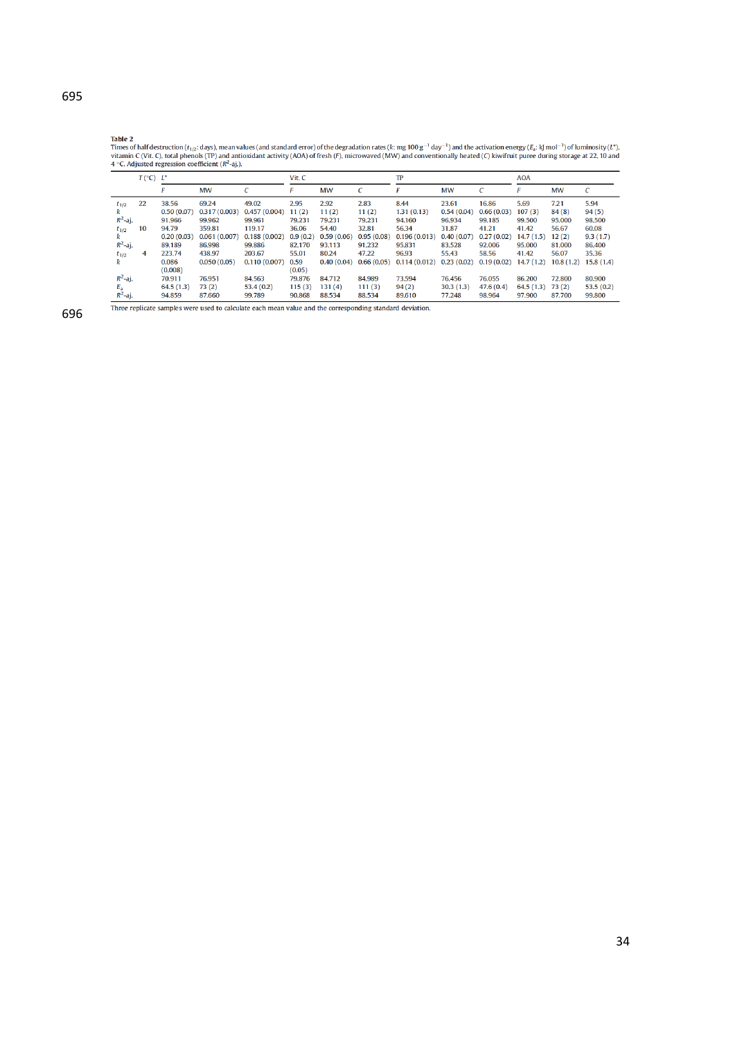**Table 2**
Times of half destruction ($t_{1/2}$: days), mean values (and standard error) of the degradation rates ($k$: mg 100 g$^{-1}$ day$^{-1}$) and the activation energy ($E_a$: kJ mol$^{-1}$) of luminosity ($L^*$), vitamin C (Vit. C), total phenols (TP) and antioxidant activity (AOA) of fresh (F), microwaved (MW) and conventionally heated (C) kiwifruit puree during storage at 22, 10 and 4 °C. Adjusted regression coefficient ($R^2$-aj.).

| | T (°C) | $L^*$ | | | Vit. C | | | TP | | | AOA | | |
|---|---|---|---|---|---|---|---|---|---|---|---|---|---|
| | | F | MW | C | F | MW | C | F | MW | C | F | MW | C |
| $t_{1/2}$ | 22 | 38.56 | 69.24 | 49.02 | 2.95 | 2.92 | 2.83 | 8.44 | 23.61 | 16.86 | 5.69 | 7.21 | 5.94 |
| $k$ | | 0.50 (0.07) | 0.317 (0.003) | 0.457 (0.004) | 11 (2) | 11 (2) | 11 (2) | 1.31 (0.13) | 0.54 (0.04) | 0.66 (0.03) | 107 (3) | 84 (8) | 94 (5) |
| $R^2$-aj. | | 91.966 | 99.962 | 99.961 | 79.231 | 79.231 | 79.231 | 94.160 | 96.934 | 99.185 | 99.500 | 95.000 | 98.500 |
| $t_{1/2}$ | 10 | 94.79 | 359.81 | 119.17 | 36.06 | 54.40 | 32.81 | 56.34 | 31.87 | 41.21 | 41.42 | 56.67 | 60.08 |
| $k$ | | 0.20 (0.03) | 0.061 (0.007) | 0.188 (0.002) | 0.9 (0.2) | 0.59 (0.06) | 0.95 (0.08) | 0.196 (0.013) | 0.40 (0.07) | 0.27 (0.02) | 14.7 (1.5) | 12 (2) | 9.3 (1.7) |
| $R^2$-aj. | | 89.189 | 86.998 | 99.886 | 82.170 | 93.113 | 91.232 | 95.831 | 83.528 | 92.006 | 95.000 | 81.000 | 86.400 |
| $t_{1/2}$ | 4 | 223.74 | 438.97 | 203.67 | 55.01 | 80.24 | 47.22 | 96.93 | 55.43 | 58.56 | 41.42 | 56.07 | 35.36 |
| $k$ | | 0.086 (0.008) | 0.050 (0.05) | 0.110 (0.007) | 0.59 (0.05) | 0.40 (0.04) | 0.66 (0.05) | 0.114 (0.012) | 0.23 (0.02) | 0.19 (0.02) | 14.7 (1.2) | 10.8 (1.2) | 15.8 (1.4) |
| $R^2$-aj. | | 70.911 | 76.951 | 84.563 | 79.876 | 84.712 | 84.989 | 73.594 | 76.456 | 76.055 | 86.200 | 72.800 | 80.900 |
| $E_a$ | | 64.5 (1.3) | 73 (2) | 53.4 (0.2) | 115 (3) | 131 (4) | 111 (3) | 94 (2) | 30.3 (1.3) | 47.6 (0.4) | 64.5 (1.3) | 73 (2) | 53.5 (0.2) |
| $R^2$-aj. | | 94.859 | 87.660 | 99.789 | 90.868 | 88.534 | 88.534 | 89.610 | 77.248 | 98.964 | 97.900 | 87.700 | 99.800 |

Three replicate samples were used to calculate each mean value and the corresponding standard deviation.